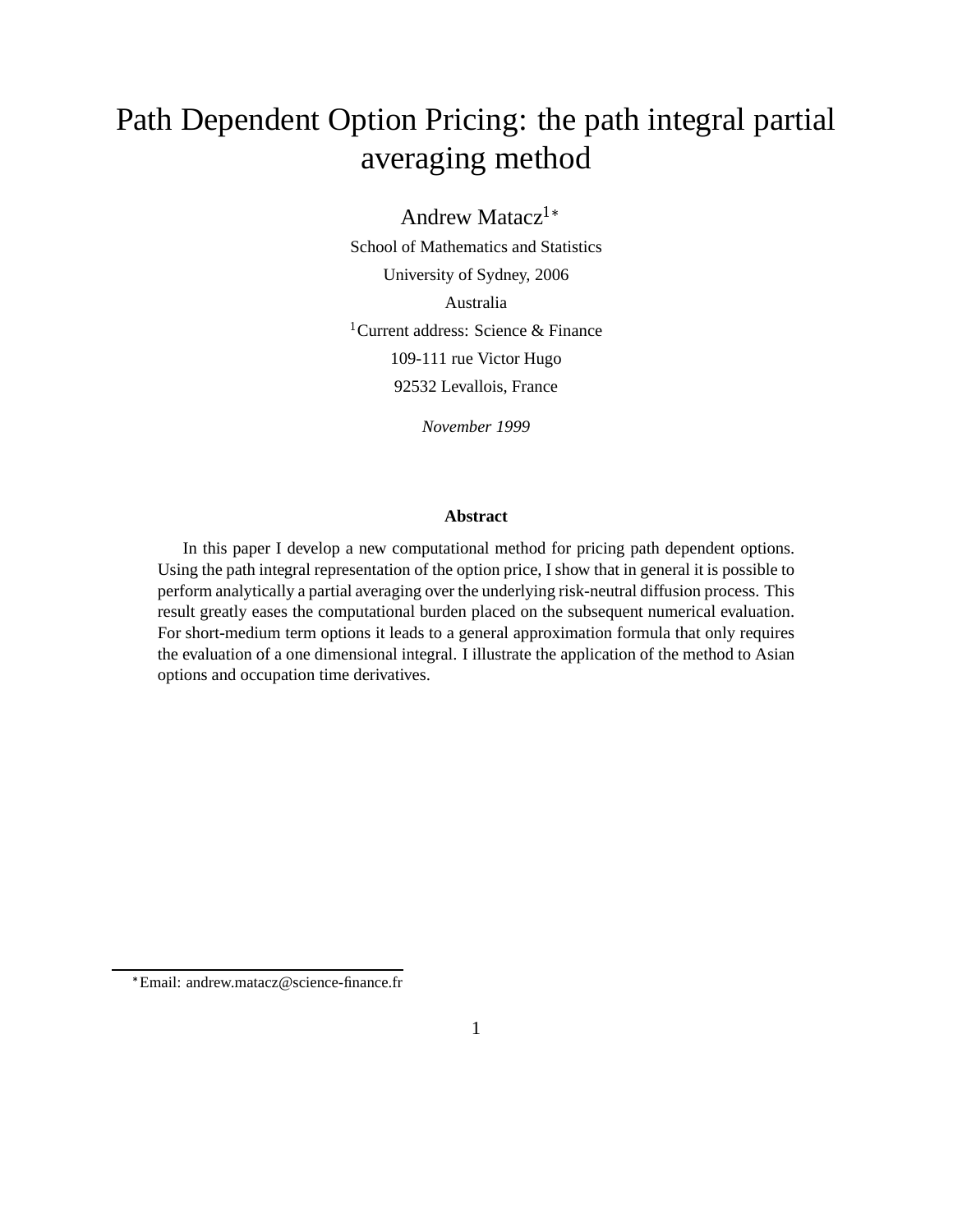# Path Dependent Option Pricing: the path integral partial averaging method

Andrew Matacz[1*]

School of Mathematics and Statistics

University of Sydney, 2006

Australia

[1]Current address: Science & Finance

109-111 rue Victor Hugo

92532 Levallois, France

*November 1999*

**Abstract**

In this paper I develop a new computational method for pricing path dependent options. Using the path integral representation of the option price, I show that in general it is possible to perform analytically a partial averaging over the underlying risk-neutral diffusion process. This result greatly eases the computational burden placed on the subsequent numerical evaluation. For short-medium term options it leads to a general approximation formula that only requires the evaluation of a one dimensional integral. I illustrate the application of the method to Asian options and occupation time derivatives.

---

[*]Email: andrew.matacz@science-finance.fr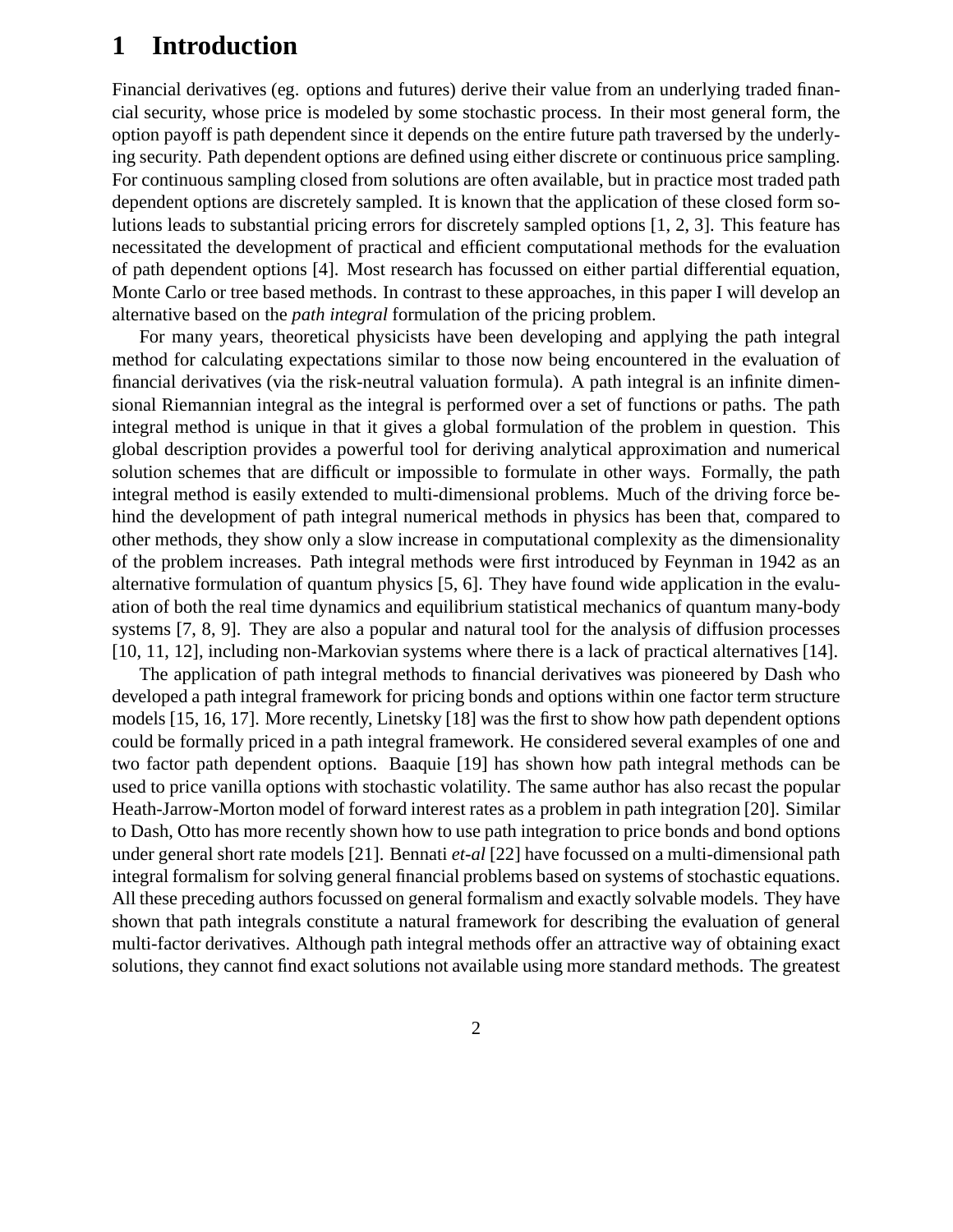# 1 Introduction

Financial derivatives (eg. options and futures) derive their value from an underlying traded financial security, whose price is modeled by some stochastic process. In their most general form, the option payoff is path dependent since it depends on the entire future path traversed by the underlying security. Path dependent options are defined using either discrete or continuous price sampling. For continuous sampling closed from solutions are often available, but in practice most traded path dependent options are discretely sampled. It is known that the application of these closed form solutions leads to substantial pricing errors for discretely sampled options [1, 2, 3]. This feature has necessitated the development of practical and efficient computational methods for the evaluation of path dependent options [4]. Most research has focussed on either partial differential equation, Monte Carlo or tree based methods. In contrast to these approaches, in this paper I will develop an alternative based on the *path integral* formulation of the pricing problem.

For many years, theoretical physicists have been developing and applying the path integral method for calculating expectations similar to those now being encountered in the evaluation of financial derivatives (via the risk-neutral valuation formula). A path integral is an infinite dimensional Riemannian integral as the integral is performed over a set of functions or paths. The path integral method is unique in that it gives a global formulation of the problem in question. This global description provides a powerful tool for deriving analytical approximation and numerical solution schemes that are difficult or impossible to formulate in other ways. Formally, the path integral method is easily extended to multi-dimensional problems. Much of the driving force behind the development of path integral numerical methods in physics has been that, compared to other methods, they show only a slow increase in computational complexity as the dimensionality of the problem increases. Path integral methods were first introduced by Feynman in 1942 as an alternative formulation of quantum physics [5, 6]. They have found wide application in the evaluation of both the real time dynamics and equilibrium statistical mechanics of quantum many-body systems [7, 8, 9]. They are also a popular and natural tool for the analysis of diffusion processes [10, 11, 12], including non-Markovian systems where there is a lack of practical alternatives [14].

The application of path integral methods to financial derivatives was pioneered by Dash who developed a path integral framework for pricing bonds and options within one factor term structure models [15, 16, 17]. More recently, Linetsky [18] was the first to show how path dependent options could be formally priced in a path integral framework. He considered several examples of one and two factor path dependent options. Baaquie [19] has shown how path integral methods can be used to price vanilla options with stochastic volatility. The same author has also recast the popular Heath-Jarrow-Morton model of forward interest rates as a problem in path integration [20]. Similar to Dash, Otto has more recently shown how to use path integration to price bonds and bond options under general short rate models [21]. Bennati *et-al* [22] have focussed on a multi-dimensional path integral formalism for solving general financial problems based on systems of stochastic equations. All these preceding authors focussed on general formalism and exactly solvable models. They have shown that path integrals constitute a natural framework for describing the evaluation of general multi-factor derivatives. Although path integral methods offer an attractive way of obtaining exact solutions, they cannot find exact solutions not available using more standard methods. The greatest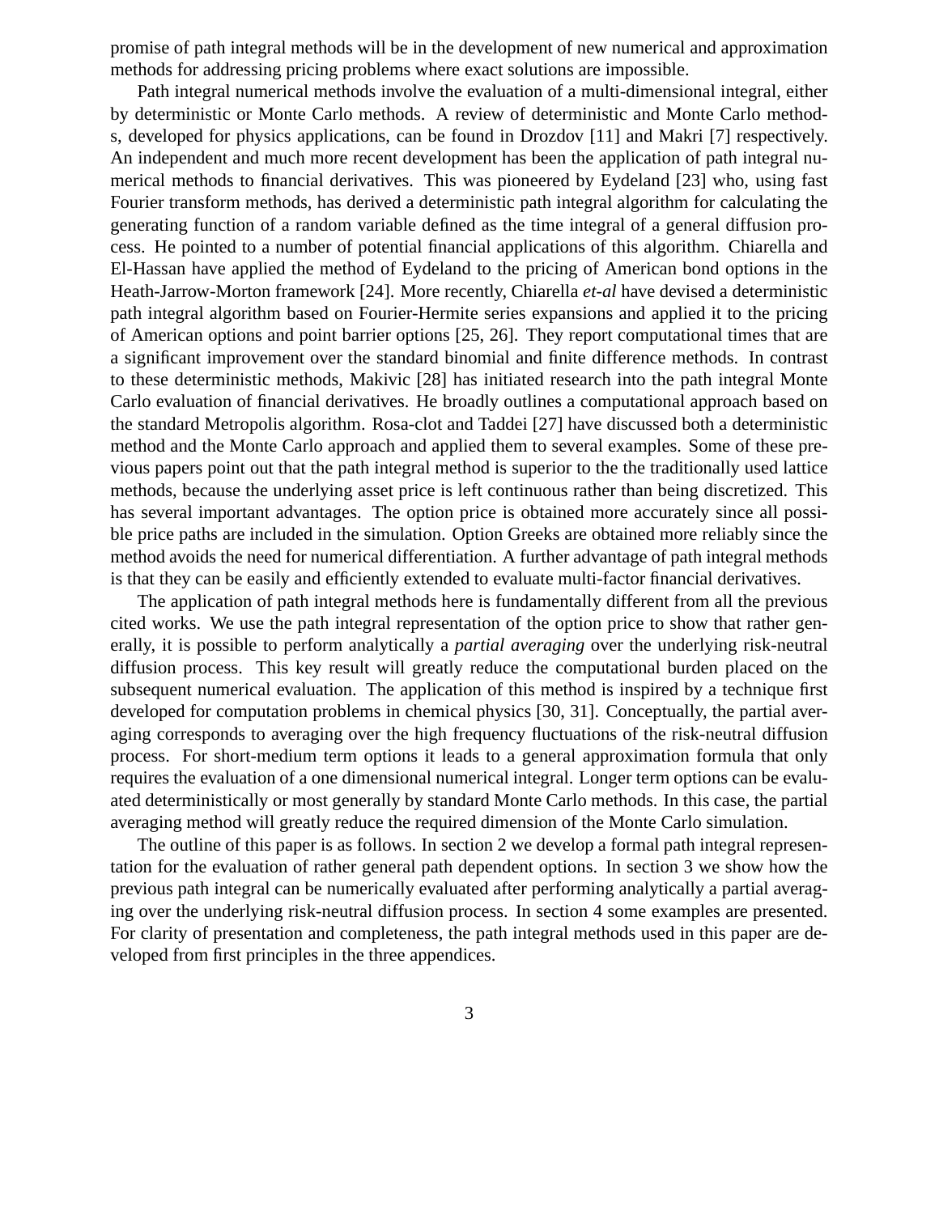promise of path integral methods will be in the development of new numerical and approximation methods for addressing pricing problems where exact solutions are impossible.

Path integral numerical methods involve the evaluation of a multi-dimensional integral, either by deterministic or Monte Carlo methods. A review of deterministic and Monte Carlo methods, developed for physics applications, can be found in Drozdov [11] and Makri [7] respectively. An independent and much more recent development has been the application of path integral numerical methods to financial derivatives. This was pioneered by Eydeland [23] who, using fast Fourier transform methods, has derived a deterministic path integral algorithm for calculating the generating function of a random variable defined as the time integral of a general diffusion process. He pointed to a number of potential financial applications of this algorithm. Chiarella and El-Hassan have applied the method of Eydeland to the pricing of American bond options in the Heath-Jarrow-Morton framework [24]. More recently, Chiarella *et-al* have devised a deterministic path integral algorithm based on Fourier-Hermite series expansions and applied it to the pricing of American options and point barrier options [25, 26]. They report computational times that are a significant improvement over the standard binomial and finite difference methods. In contrast to these deterministic methods, Makivic [28] has initiated research into the path integral Monte Carlo evaluation of financial derivatives. He broadly outlines a computational approach based on the standard Metropolis algorithm. Rosa-clot and Taddei [27] have discussed both a deterministic method and the Monte Carlo approach and applied them to several examples. Some of these previous papers point out that the path integral method is superior to the the traditionally used lattice methods, because the underlying asset price is left continuous rather than being discretized. This has several important advantages. The option price is obtained more accurately since all possible price paths are included in the simulation. Option Greeks are obtained more reliably since the method avoids the need for numerical differentiation. A further advantage of path integral methods is that they can be easily and efficiently extended to evaluate multi-factor financial derivatives.

The application of path integral methods here is fundamentally different from all the previous cited works. We use the path integral representation of the option price to show that rather generally, it is possible to perform analytically a *partial averaging* over the underlying risk-neutral diffusion process. This key result will greatly reduce the computational burden placed on the subsequent numerical evaluation. The application of this method is inspired by a technique first developed for computation problems in chemical physics [30, 31]. Conceptually, the partial averaging corresponds to averaging over the high frequency fluctuations of the risk-neutral diffusion process. For short-medium term options it leads to a general approximation formula that only requires the evaluation of a one dimensional numerical integral. Longer term options can be evaluated deterministically or most generally by standard Monte Carlo methods. In this case, the partial averaging method will greatly reduce the required dimension of the Monte Carlo simulation.

The outline of this paper is as follows. In section 2 we develop a formal path integral representation for the evaluation of rather general path dependent options. In section 3 we show how the previous path integral can be numerically evaluated after performing analytically a partial averaging over the underlying risk-neutral diffusion process. In section 4 some examples are presented. For clarity of presentation and completeness, the path integral methods used in this paper are developed from first principles in the three appendices.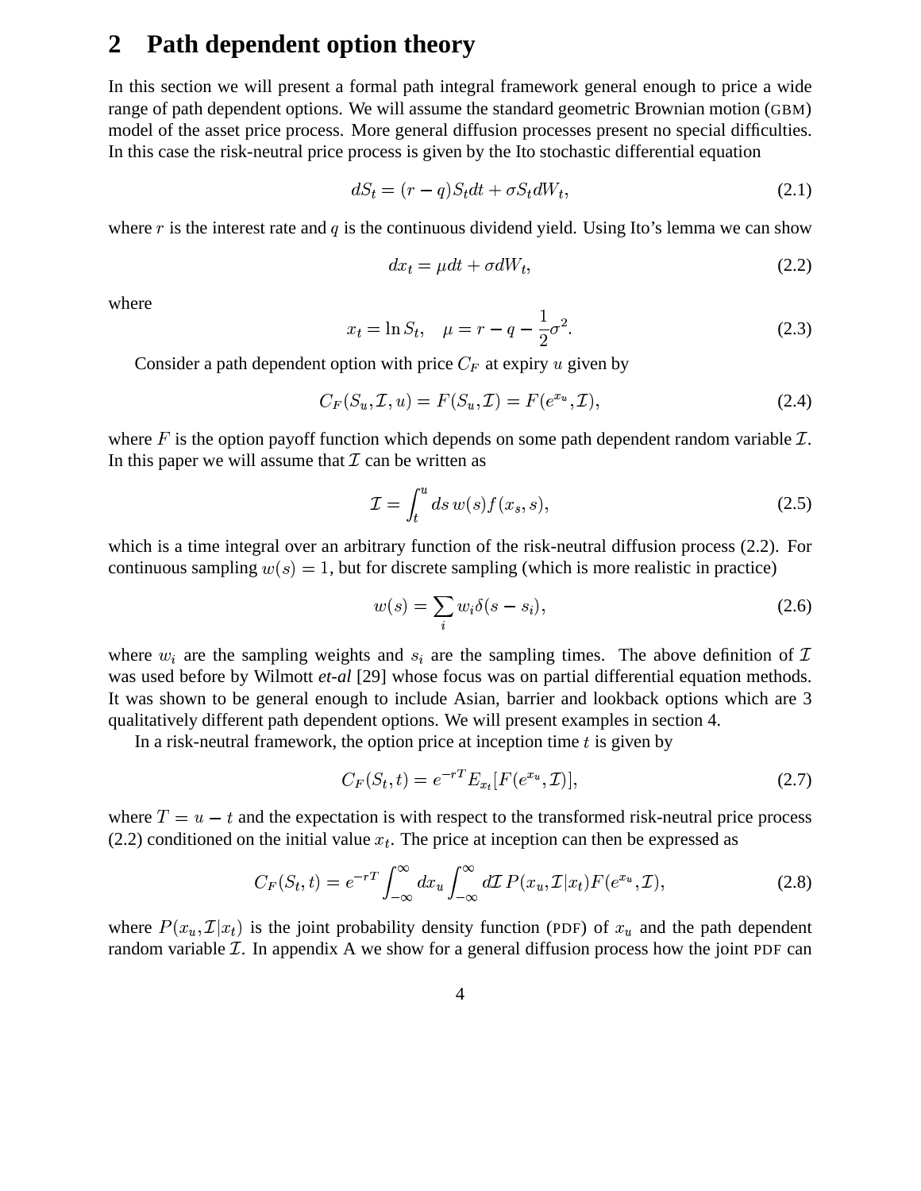## 2 Path dependent option theory

In this section we will present a formal path integral framework general enough to price a wide range of path dependent options. We will assume the standard geometric Brownian motion (GBM) model of the asset price process. More general diffusion processes present no special difficulties. In this case the risk-neutral price process is given by the Ito stochastic differential equation

$$dS_t = (r - q)S_t dt + \sigma S_t dW_t, \tag{2.1}$$

where $r$ is the interest rate and $q$ is the continuous dividend yield. Using Ito's lemma we can show

$$dx_t = \mu dt + \sigma dW_t, \tag{2.2}$$

where

$$x_t = \ln S_t, \quad \mu = r - q - \frac{1}{2}\sigma^2. \tag{2.3}$$

Consider a path dependent option with price $C_F$ at expiry $u$ given by

$$C_F(S_u, \mathcal{I}, u) = F(S_u, \mathcal{I}) = F(e^{x_u}, \mathcal{I}), \tag{2.4}$$

where $F$ is the option payoff function which depends on some path dependent random variable $\mathcal{I}$. In this paper we will assume that $\mathcal{I}$ can be written as

$$\mathcal{I} = \int_t^u ds\, w(s) f(x_s, s), \tag{2.5}$$

which is a time integral over an arbitrary function of the risk-neutral diffusion process (2.2). For continuous sampling $w(s) = 1$, but for discrete sampling (which is more realistic in practice)

$$w(s) = \sum_i w_i \delta(s - s_i), \tag{2.6}$$

where $w_i$ are the sampling weights and $s_i$ are the sampling times. The above definition of $\mathcal{I}$ was used before by Wilmott *et-al* [29] whose focus was on partial differential equation methods. It was shown to be general enough to include Asian, barrier and lookback options which are 3 qualitatively different path dependent options. We will present examples in section 4.

In a risk-neutral framework, the option price at inception time $t$ is given by

$$C_F(S_t, t) = e^{-rT} E_{x_t}[F(e^{x_u}, \mathcal{I})], \tag{2.7}$$

where $T = u - t$ and the expectation is with respect to the transformed risk-neutral price process (2.2) conditioned on the initial value $x_t$. The price at inception can then be expressed as

$$C_F(S_t, t) = e^{-rT} \int_{-\infty}^{\infty} dx_u \int_{-\infty}^{\infty} d\mathcal{I}\, P(x_u, \mathcal{I}|x_t) F(e^{x_u}, \mathcal{I}), \tag{2.8}$$

where $P(x_u, \mathcal{I}|x_t)$ is the joint probability density function (PDF) of $x_u$ and the path dependent random variable $\mathcal{I}$. In appendix A we show for a general diffusion process how the joint PDF can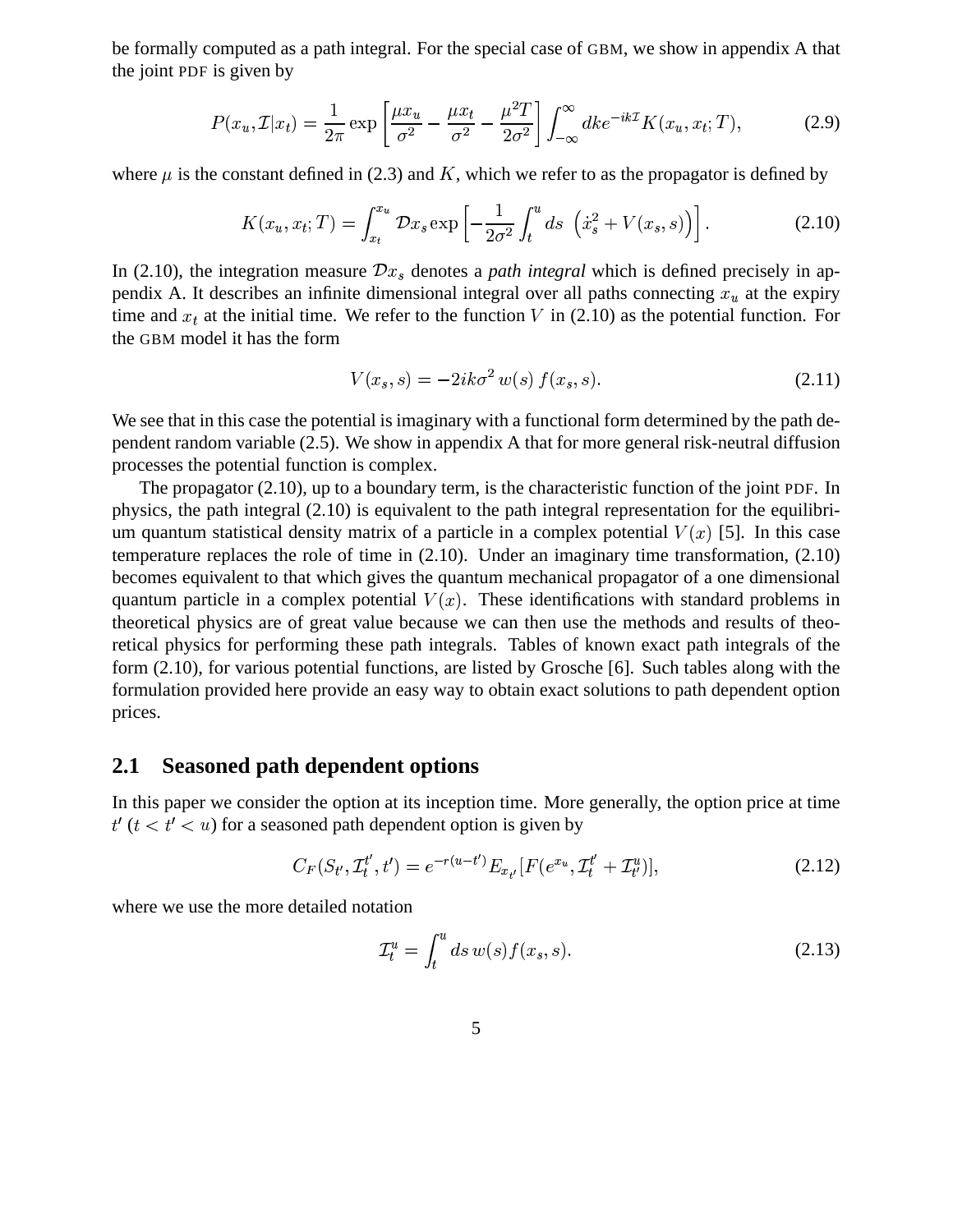be formally computed as a path integral. For the special case of GBM, we show in appendix A that the joint PDF is given by

$$P(x_u, \mathcal{I}|x_t) = \frac{1}{2\pi} \exp\left[\frac{\mu x_u}{\sigma^2} - \frac{\mu x_t}{\sigma^2} - \frac{\mu^2 T}{2\sigma^2}\right] \int_{-\infty}^{\infty} dk e^{-ik\mathcal{I}} K(x_u, x_t; T), \tag{2.9}$$

where $\mu$ is the constant defined in (2.3) and $K$, which we refer to as the propagator is defined by

$$K(x_u, x_t; T) = \int_{x_t}^{x_u} \mathcal{D}x_s \exp\left[-\frac{1}{2\sigma^2}\int_t^u ds \; \left(\dot{x}_s^2 + V(x_s, s)\right)\right]. \tag{2.10}$$

In (2.10), the integration measure $\mathcal{D}x_s$ denotes a *path integral* which is defined precisely in appendix A. It describes an infinite dimensional integral over all paths connecting $x_u$ at the expiry time and $x_t$ at the initial time. We refer to the function $V$ in (2.10) as the potential function. For the GBM model it has the form

$$V(x_s, s) = -2ik\sigma^2 \, w(s) \, f(x_s, s). \tag{2.11}$$

We see that in this case the potential is imaginary with a functional form determined by the path dependent random variable (2.5). We show in appendix A that for more general risk-neutral diffusion processes the potential function is complex.

The propagator (2.10), up to a boundary term, is the characteristic function of the joint PDF. In physics, the path integral (2.10) is equivalent to the path integral representation for the equilibrium quantum statistical density matrix of a particle in a complex potential $V(x)$ [5]. In this case temperature replaces the role of time in (2.10). Under an imaginary time transformation, (2.10) becomes equivalent to that which gives the quantum mechanical propagator of a one dimensional quantum particle in a complex potential $V(x)$. These identifications with standard problems in theoretical physics are of great value because we can then use the methods and results of theoretical physics for performing these path integrals. Tables of known exact path integrals of the form (2.10), for various potential functions, are listed by Grosche [6]. Such tables along with the formulation provided here provide an easy way to obtain exact solutions to path dependent option prices.

## 2.1 Seasoned path dependent options

In this paper we consider the option at its inception time. More generally, the option price at time $t'$ ($t < t' < u$) for a seasoned path dependent option is given by

$$C_F(S_{t'}, \mathcal{I}_t^{t'}, t') = e^{-r(u-t')} E_{x_{t'}}[F(e^{x_u}, \mathcal{I}_t^{t'} + \mathcal{I}_{t'}^{u})], \tag{2.12}$$

where we use the more detailed notation

$$\mathcal{I}_t^u = \int_t^u ds \, w(s) f(x_s, s). \tag{2.13}$$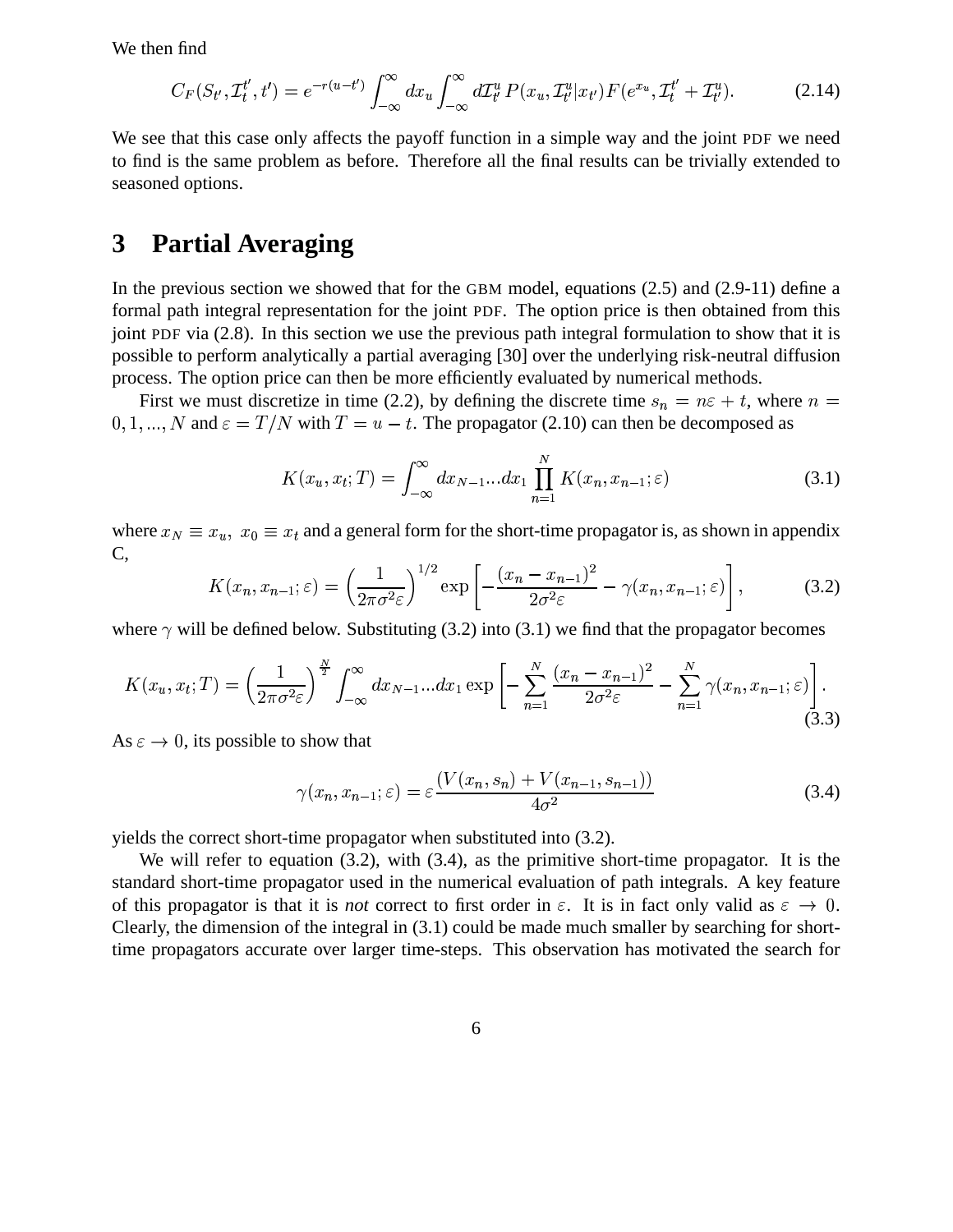We then find

$$C_F(S_{t'}, \mathcal{I}_t^{t'}, t') = e^{-r(u-t')} \int_{-\infty}^{\infty} dx_u \int_{-\infty}^{\infty} d\mathcal{I}_{t'}^u \, P(x_u, \mathcal{I}_{t'}^u | x_{t'}) F(e^{x_u}, \mathcal{I}_t^{t'} + \mathcal{I}_{t'}^u). \tag{2.14}$$

We see that this case only affects the payoff function in a simple way and the joint PDF we need to find is the same problem as before. Therefore all the final results can be trivially extended to seasoned options.

# 3 Partial Averaging

In the previous section we showed that for the GBM model, equations (2.5) and (2.9-11) define a formal path integral representation for the joint PDF. The option price is then obtained from this joint PDF via (2.8). In this section we use the previous path integral formulation to show that it is possible to perform analytically a partial averaging [30] over the underlying risk-neutral diffusion process. The option price can then be more efficiently evaluated by numerical methods.

First we must discretize in time (2.2), by defining the discrete time $s_n = n\varepsilon + t$, where $n = 0, 1, ..., N$ and $\varepsilon = T/N$ with $T = u - t$. The propagator (2.10) can then be decomposed as

$$K(x_u, x_t; T) = \int_{-\infty}^{\infty} dx_{N-1} ... dx_1 \prod_{n=1}^{N} K(x_n, x_{n-1}; \varepsilon) \tag{3.1}$$

where $x_N \equiv x_u, \; x_0 \equiv x_t$ and a general form for the short-time propagator is, as shown in appendix C,

$$K(x_n, x_{n-1}; \varepsilon) = \left( \frac{1}{2\pi\sigma^2\varepsilon} \right)^{1/2} \exp\left[ -\frac{(x_n - x_{n-1})^2}{2\sigma^2\varepsilon} - \gamma(x_n, x_{n-1}; \varepsilon) \right], \tag{3.2}$$

where $\gamma$ will be defined below. Substituting (3.2) into (3.1) we find that the propagator becomes

$$K(x_u, x_t; T) = \left( \frac{1}{2\pi\sigma^2\varepsilon} \right)^{\frac{N}{2}} \int_{-\infty}^{\infty} dx_{N-1} ... dx_1 \exp\left[ -\sum_{n=1}^{N} \frac{(x_n - x_{n-1})^2}{2\sigma^2\varepsilon} - \sum_{n=1}^{N} \gamma(x_n, x_{n-1}; \varepsilon) \right]. \tag{3.3}$$

As $\varepsilon \to 0$, its possible to show that

$$\gamma(x_n, x_{n-1}; \varepsilon) = \varepsilon \frac{(V(x_n, s_n) + V(x_{n-1}, s_{n-1}))}{4\sigma^2} \tag{3.4}$$

yields the correct short-time propagator when substituted into (3.2).

We will refer to equation (3.2), with (3.4), as the primitive short-time propagator. It is the standard short-time propagator used in the numerical evaluation of path integrals. A key feature of this propagator is that it is *not* correct to first order in $\varepsilon$. It is in fact only valid as $\varepsilon \to 0$. Clearly, the dimension of the integral in (3.1) could be made much smaller by searching for short-time propagators accurate over larger time-steps. This observation has motivated the search for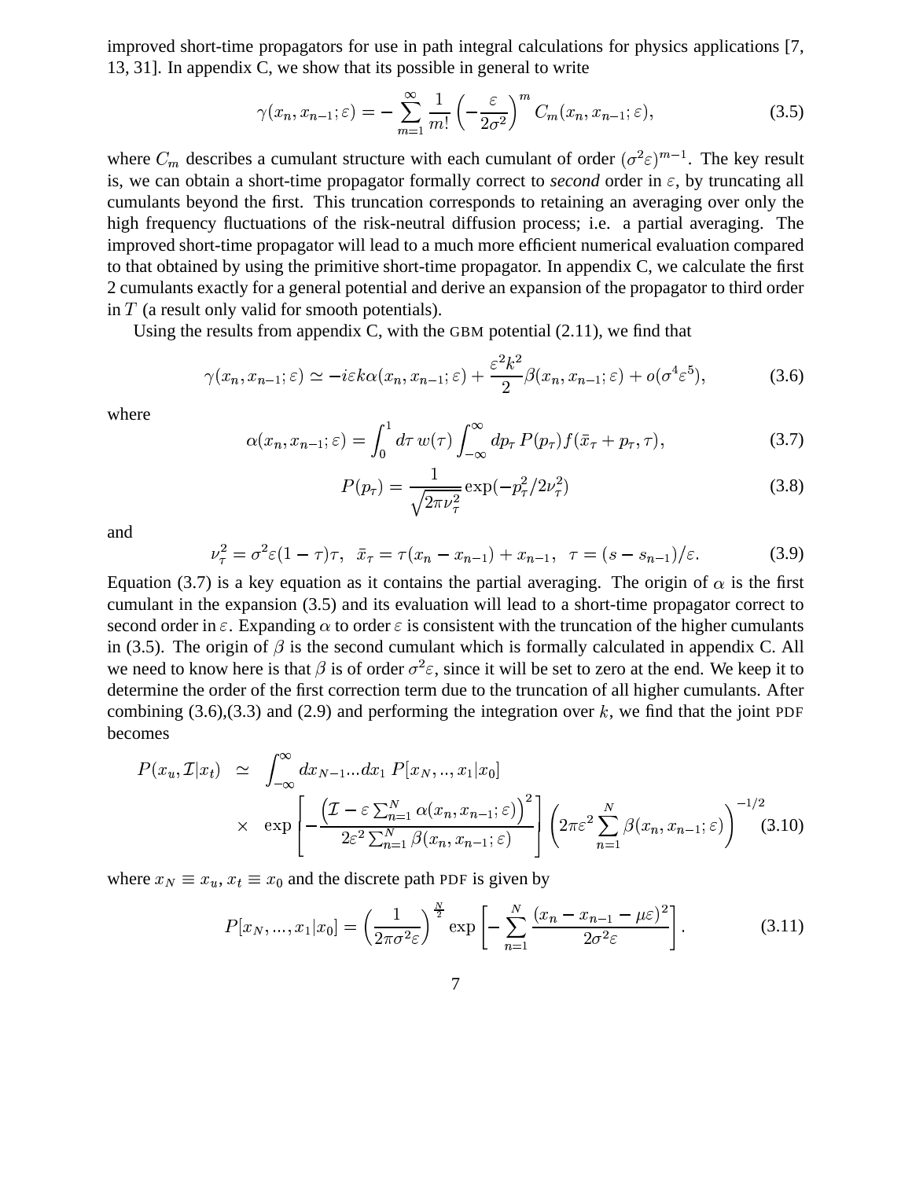improved short-time propagators for use in path integral calculations for physics applications [7, 13, 31]. In appendix C, we show that its possible in general to write

$$\gamma(x_n, x_{n-1}; \varepsilon) = -\sum_{m=1}^{\infty} \frac{1}{m!} \left( -\frac{\varepsilon}{2\sigma^2} \right)^m C_m(x_n, x_{n-1}; \varepsilon), \tag{3.5}$$

where $C_m$ describes a cumulant structure with each cumulant of order $(\sigma^2 \varepsilon)^{m-1}$. The key result is, we can obtain a short-time propagator formally correct to *second* order in $\varepsilon$, by truncating all cumulants beyond the first. This truncation corresponds to retaining an averaging over only the high frequency fluctuations of the risk-neutral diffusion process; i.e. a partial averaging. The improved short-time propagator will lead to a much more efficient numerical evaluation compared to that obtained by using the primitive short-time propagator. In appendix C, we calculate the first 2 cumulants exactly for a general potential and derive an expansion of the propagator to third order in $T$ (a result only valid for smooth potentials).

Using the results from appendix C, with the GBM potential (2.11), we find that

$$\gamma(x_n, x_{n-1}; \varepsilon) \simeq -i\varepsilon k \alpha(x_n, x_{n-1}; \varepsilon) + \frac{\varepsilon^2 k^2}{2} \beta(x_n, x_{n-1}; \varepsilon) + o(\sigma^4 \varepsilon^5), \tag{3.6}$$

where

$$\alpha(x_n, x_{n-1}; \varepsilon) = \int_0^1 d\tau \, w(\tau) \int_{-\infty}^{\infty} dp_\tau \, P(p_\tau) f(\bar{x}_\tau + p_\tau, \tau), \tag{3.7}$$

$$P(p_\tau) = \frac{1}{\sqrt{2\pi\nu_\tau^2}} \exp(-p_\tau^2 / 2\nu_\tau^2) \tag{3.8}$$

and

$$\nu_\tau^2 = \sigma^2 \varepsilon (1-\tau)\tau, \;\; \bar{x}_\tau = \tau(x_n - x_{n-1}) + x_{n-1}, \;\; \tau = (s - s_{n-1})/\varepsilon. \tag{3.9}$$

Equation (3.7) is a key equation as it contains the partial averaging. The origin of $\alpha$ is the first cumulant in the expansion (3.5) and its evaluation will lead to a short-time propagator correct to second order in $\varepsilon$. Expanding $\alpha$ to order $\varepsilon$ is consistent with the truncation of the higher cumulants in (3.5). The origin of $\beta$ is the second cumulant which is formally calculated in appendix C. All we need to know here is that $\beta$ is of order $\sigma^2 \varepsilon$, since it will be set to zero at the end. We keep it to determine the order of the first correction term due to the truncation of all higher cumulants. After combining (3.6),(3.3) and (2.9) and performing the integration over $k$, we find that the joint PDF becomes

$$\begin{aligned} P(x_u, \mathcal{I} | x_t) \;\; &\simeq \;\; \int_{-\infty}^{\infty} dx_{N-1} ... dx_1 \; P[x_N, .., x_1 | x_0] \\ &\times \;\; \exp\left[ -\frac{\left( \mathcal{I} - \varepsilon \sum_{n=1}^{N} \alpha(x_n, x_{n-1}; \varepsilon) \right)^2}{2\varepsilon^2 \sum_{n=1}^{N} \beta(x_n, x_{n-1}; \varepsilon)} \right] \left( 2\pi\varepsilon^2 \sum_{n=1}^{N} \beta(x_n, x_{n-1}; \varepsilon) \right)^{-1/2} \end{aligned} \tag{3.10}$$

where $x_N \equiv x_u$, $x_t \equiv x_0$ and the discrete path PDF is given by

$$P[x_N, ..., x_1 | x_0] = \left( \frac{1}{2\pi\sigma^2 \varepsilon} \right)^{\frac{N}{2}} \exp\left[ -\sum_{n=1}^{N} \frac{(x_n - x_{n-1} - \mu\varepsilon)^2}{2\sigma^2 \varepsilon} \right]. \tag{3.11}$$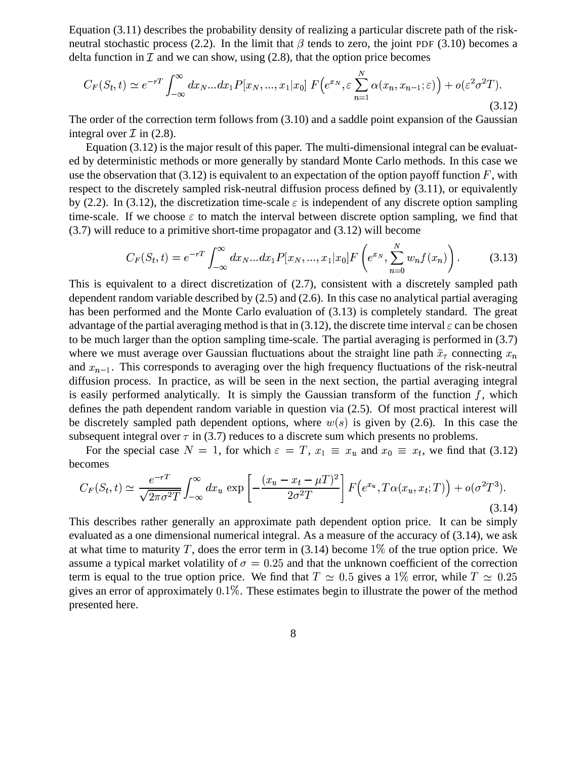Equation (3.11) describes the probability density of realizing a particular discrete path of the risk-neutral stochastic process (2.2). In the limit that $\beta$ tends to zero, the joint PDF (3.10) becomes a delta function in $\mathcal{I}$ and we can show, using (2.8), that the option price becomes

$$C_F(S_t, t) \simeq e^{-rT} \int_{-\infty}^{\infty} dx_N ... dx_1 P[x_N, ..., x_1 | x_0] \; F\Big(e^{x_N}, \varepsilon \sum_{n=1}^{N} \alpha(x_n, x_{n-1}; \varepsilon)\Big) + o(\varepsilon^2 \sigma^2 T). \tag{3.12}$$

The order of the correction term follows from (3.10) and a saddle point expansion of the Gaussian integral over $\mathcal{I}$ in (2.8).

Equation (3.12) is the major result of this paper. The multi-dimensional integral can be evaluated by deterministic methods or more generally by standard Monte Carlo methods. In this case we use the observation that (3.12) is equivalent to an expectation of the option payoff function $F$, with respect to the discretely sampled risk-neutral diffusion process defined by (3.11), or equivalently by (2.2). In (3.12), the discretization time-scale $\varepsilon$ is independent of any discrete option sampling time-scale. If we choose $\varepsilon$ to match the interval between discrete option sampling, we find that (3.7) will reduce to a primitive short-time propagator and (3.12) will become

$$C_F(S_t, t) = e^{-rT} \int_{-\infty}^{\infty} dx_N ... dx_1 P[x_N, ..., x_1 | x_0] F\left(e^{x_N}, \sum_{n=0}^{N} w_n f(x_n)\right). \tag{3.13}$$

This is equivalent to a direct discretization of (2.7), consistent with a discretely sampled path dependent random variable described by (2.5) and (2.6). In this case no analytical partial averaging has been performed and the Monte Carlo evaluation of (3.13) is completely standard. The great advantage of the partial averaging method is that in (3.12), the discrete time interval $\varepsilon$ can be chosen to be much larger than the option sampling time-scale. The partial averaging is performed in (3.7) where we must average over Gaussian fluctuations about the straight line path $\bar{x}_\tau$ connecting $x_n$ and $x_{n-1}$. This corresponds to averaging over the high frequency fluctuations of the risk-neutral diffusion process. In practice, as will be seen in the next section, the partial averaging integral is easily performed analytically. It is simply the Gaussian transform of the function $f$, which defines the path dependent random variable in question via (2.5). Of most practical interest will be discretely sampled path dependent options, where $w(s)$ is given by (2.6). In this case the subsequent integral over $\tau$ in (3.7) reduces to a discrete sum which presents no problems.

For the special case $N = 1$, for which $\varepsilon = T$, $x_1 \equiv x_u$ and $x_0 \equiv x_t$, we find that (3.12) becomes

$$C_F(S_t, t) \simeq \frac{e^{-rT}}{\sqrt{2\pi\sigma^2 T}} \int_{-\infty}^{\infty} dx_u \, \exp\left[-\frac{(x_u - x_t - \mu T)^2}{2\sigma^2 T}\right] F\Big(e^{x_u}, T\alpha(x_u, x_t; T)\Big) + o(\sigma^2 T^3). \tag{3.14}$$

This describes rather generally an approximate path dependent option price. It can be simply evaluated as a one dimensional numerical integral. As a measure of the accuracy of (3.14), we ask at what time to maturity $T$, does the error term in (3.14) become $1\%$ of the true option price. We assume a typical market volatility of $\sigma = 0.25$ and that the unknown coefficient of the correction term is equal to the true option price. We find that $T \simeq 0.5$ gives a $1\%$ error, while $T \simeq 0.25$ gives an error of approximately $0.1\%$. These estimates begin to illustrate the power of the method presented here.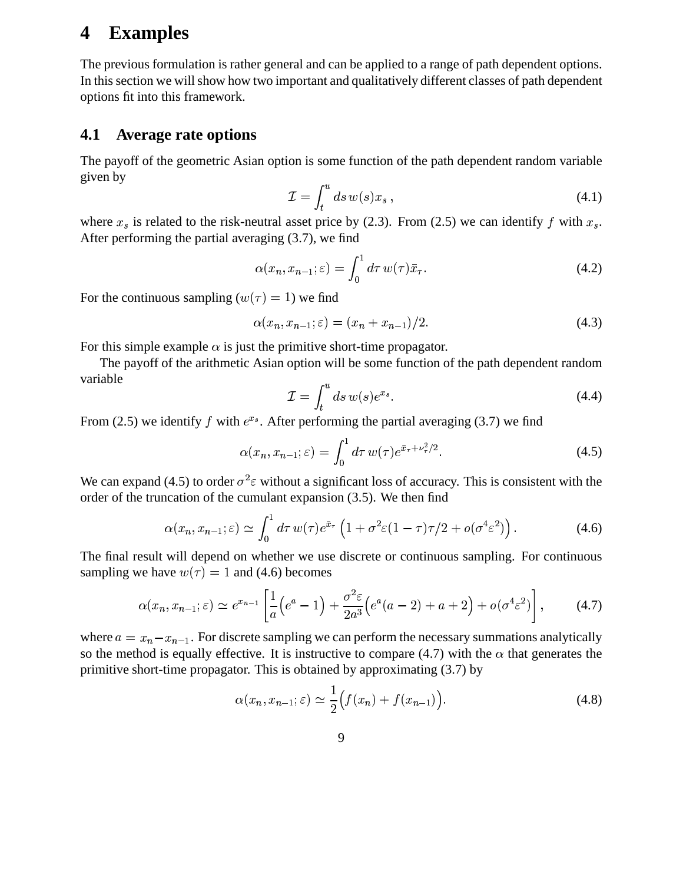# 4 Examples

The previous formulation is rather general and can be applied to a range of path dependent options. In this section we will show how two important and qualitatively different classes of path dependent options fit into this framework.

## 4.1 Average rate options

The payoff of the geometric Asian option is some function of the path dependent random variable given by

$$\mathcal{I} = \int_t^u ds\, w(s) x_s\,, \tag{4.1}$$

where $x_s$ is related to the risk-neutral asset price by (2.3). From (2.5) we can identify $f$ with $x_s$. After performing the partial averaging (3.7), we find

$$\alpha(x_n, x_{n-1}; \varepsilon) = \int_0^1 d\tau\, w(\tau) \bar{x}_\tau. \tag{4.2}$$

For the continuous sampling ($w(\tau) = 1$) we find

$$\alpha(x_n, x_{n-1}; \varepsilon) = (x_n + x_{n-1})/2. \tag{4.3}$$

For this simple example $\alpha$ is just the primitive short-time propagator.

The payoff of the arithmetic Asian option will be some function of the path dependent random variable

$$\mathcal{I} = \int_t^u ds\, w(s) e^{x_s}. \tag{4.4}$$

From (2.5) we identify $f$ with $e^{x_s}$. After performing the partial averaging (3.7) we find

$$\alpha(x_n, x_{n-1}; \varepsilon) = \int_0^1 d\tau\, w(\tau) e^{\bar{x}_\tau + \nu_\tau^2/2}. \tag{4.5}$$

We can expand (4.5) to order $\sigma^2\varepsilon$ without a significant loss of accuracy. This is consistent with the order of the truncation of the cumulant expansion (3.5). We then find

$$\alpha(x_n, x_{n-1}; \varepsilon) \simeq \int_0^1 d\tau\, w(\tau) e^{\bar{x}_\tau} \left(1 + \sigma^2\varepsilon(1-\tau)\tau/2 + o(\sigma^4\varepsilon^2)\right). \tag{4.6}$$

The final result will depend on whether we use discrete or continuous sampling. For continuous sampling we have $w(\tau) = 1$ and (4.6) becomes

$$\alpha(x_n, x_{n-1}; \varepsilon) \simeq e^{x_{n-1}} \left[\frac{1}{a}\Big(e^a - 1\Big) + \frac{\sigma^2\varepsilon}{2a^3}\Big(e^a(a-2) + a + 2\Big) + o(\sigma^4\varepsilon^2)\right], \tag{4.7}$$

where $a = x_n - x_{n-1}$. For discrete sampling we can perform the necessary summations analytically so the method is equally effective. It is instructive to compare (4.7) with the $\alpha$ that generates the primitive short-time propagator. This is obtained by approximating (3.7) by

$$\alpha(x_n, x_{n-1}; \varepsilon) \simeq \frac{1}{2}\Big(f(x_n) + f(x_{n-1})\Big). \tag{4.8}$$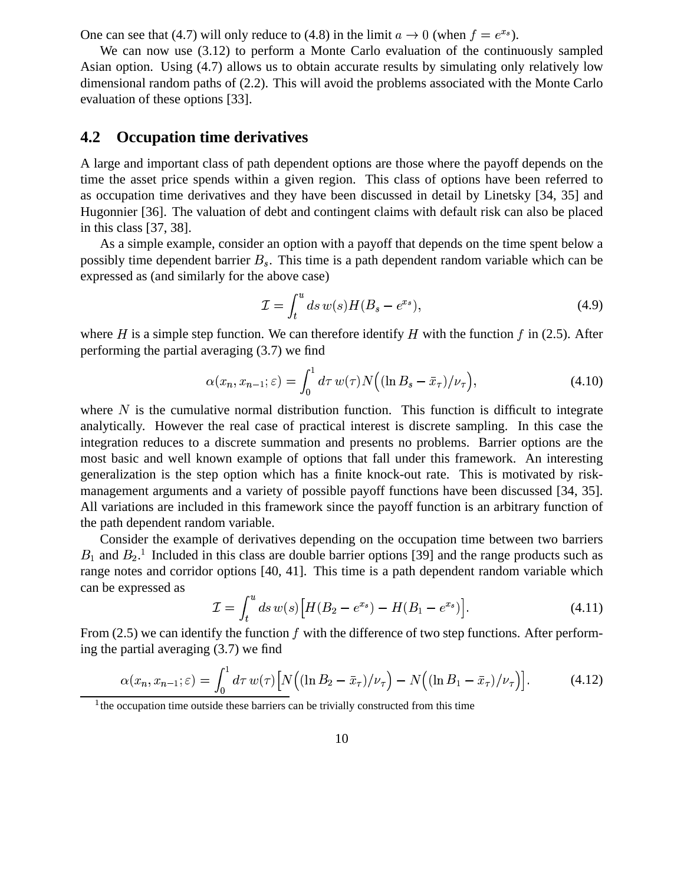One can see that (4.7) will only reduce to (4.8) in the limit $a \to 0$ (when $f = e^{x_s}$).

We can now use (3.12) to perform a Monte Carlo evaluation of the continuously sampled Asian option. Using (4.7) allows us to obtain accurate results by simulating only relatively low dimensional random paths of (2.2). This will avoid the problems associated with the Monte Carlo evaluation of these options [33].

## 4.2 Occupation time derivatives

A large and important class of path dependent options are those where the payoff depends on the time the asset price spends within a given region. This class of options have been referred to as occupation time derivatives and they have been discussed in detail by Linetsky [34, 35] and Hugonnier [36]. The valuation of debt and contingent claims with default risk can also be placed in this class [37, 38].

As a simple example, consider an option with a payoff that depends on the time spent below a possibly time dependent barrier $B_s$. This time is a path dependent random variable which can be expressed as (and similarly for the above case)

$$\mathcal{I} = \int_t^u ds\, w(s) H(B_s - e^{x_s}), \tag{4.9}$$

where $H$ is a simple step function. We can therefore identify $H$ with the function $f$ in (2.5). After performing the partial averaging (3.7) we find

$$\alpha(x_n, x_{n-1}; \varepsilon) = \int_0^1 d\tau\, w(\tau) N\Big((\ln B_s - \bar{x}_\tau)/\nu_\tau\Big), \tag{4.10}$$

where $N$ is the cumulative normal distribution function. This function is difficult to integrate analytically. However the real case of practical interest is discrete sampling. In this case the integration reduces to a discrete summation and presents no problems. Barrier options are the most basic and well known example of options that fall under this framework. An interesting generalization is the step option which has a finite knock-out rate. This is motivated by risk-management arguments and a variety of possible payoff functions have been discussed [34, 35]. All variations are included in this framework since the payoff function is an arbitrary function of the path dependent random variable.

Consider the example of derivatives depending on the occupation time between two barriers $B_1$ and $B_2$.[1] Included in this class are double barrier options [39] and the range products such as range notes and corridor options [40, 41]. This time is a path dependent random variable which can be expressed as

$$\mathcal{I} = \int_t^u ds\, w(s) \Big[H(B_2 - e^{x_s}) - H(B_1 - e^{x_s})\Big]. \tag{4.11}$$

From (2.5) we can identify the function $f$ with the difference of two step functions. After performing the partial averaging (3.7) we find

$$\alpha(x_n, x_{n-1}; \varepsilon) = \int_0^1 d\tau\, w(\tau) \Big[N\Big((\ln B_2 - \bar{x}_\tau)/\nu_\tau\Big) - N\Big((\ln B_1 - \bar{x}_\tau)/\nu_\tau\Big)\Big]. \tag{4.12}$$

[1] the occupation time outside these barriers can be trivially constructed from this time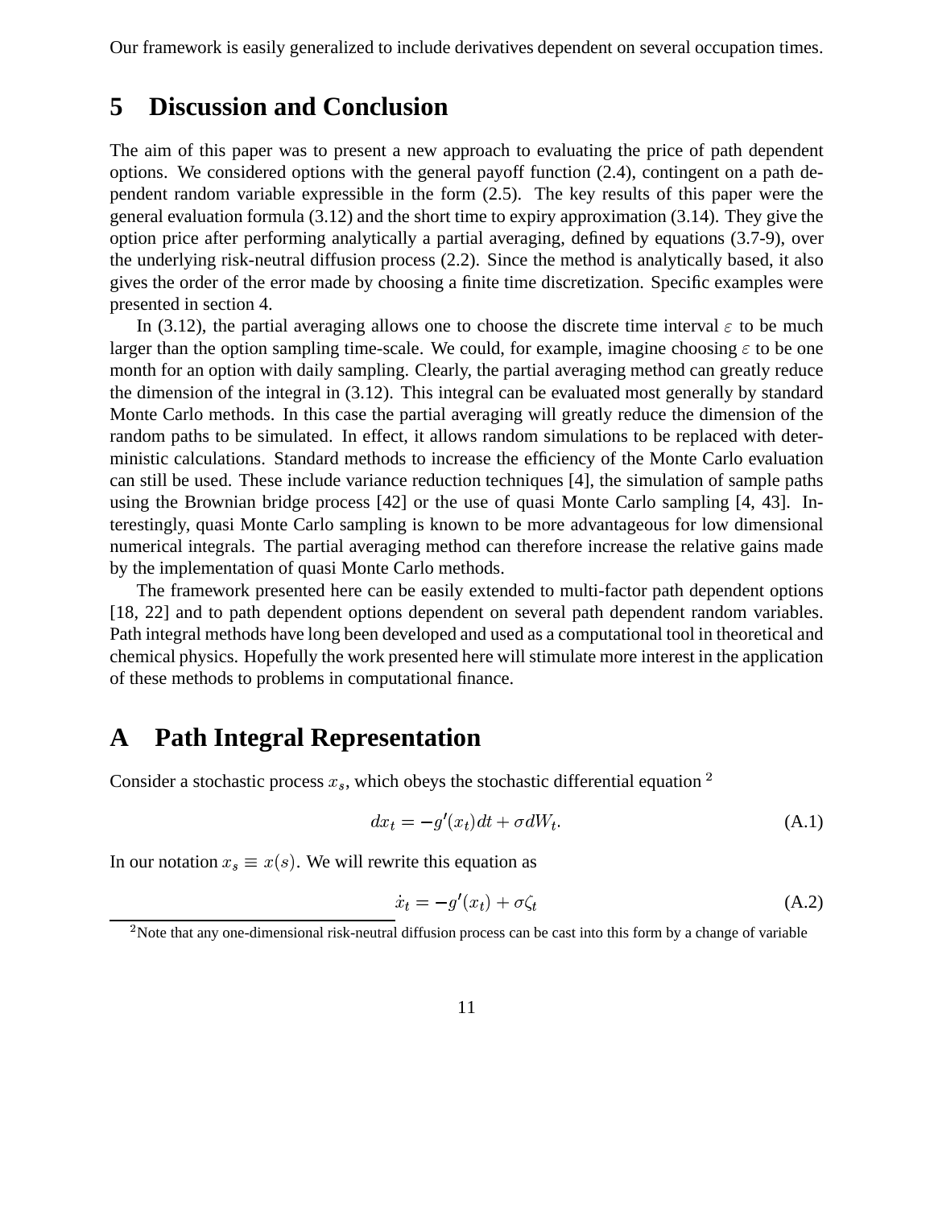Our framework is easily generalized to include derivatives dependent on several occupation times.

# 5 Discussion and Conclusion

The aim of this paper was to present a new approach to evaluating the price of path dependent options. We considered options with the general payoff function (2.4), contingent on a path dependent random variable expressible in the form (2.5). The key results of this paper were the general evaluation formula (3.12) and the short time to expiry approximation (3.14). They give the option price after performing analytically a partial averaging, defined by equations (3.7-9), over the underlying risk-neutral diffusion process (2.2). Since the method is analytically based, it also gives the order of the error made by choosing a finite time discretization. Specific examples were presented in section 4.

In (3.12), the partial averaging allows one to choose the discrete time interval $\varepsilon$ to be much larger than the option sampling time-scale. We could, for example, imagine choosing $\varepsilon$ to be one month for an option with daily sampling. Clearly, the partial averaging method can greatly reduce the dimension of the integral in (3.12). This integral can be evaluated most generally by standard Monte Carlo methods. In this case the partial averaging will greatly reduce the dimension of the random paths to be simulated. In effect, it allows random simulations to be replaced with deterministic calculations. Standard methods to increase the efficiency of the Monte Carlo evaluation can still be used. These include variance reduction techniques [4], the simulation of sample paths using the Brownian bridge process [42] or the use of quasi Monte Carlo sampling [4, 43]. Interestingly, quasi Monte Carlo sampling is known to be more advantageous for low dimensional numerical integrals. The partial averaging method can therefore increase the relative gains made by the implementation of quasi Monte Carlo methods.

The framework presented here can be easily extended to multi-factor path dependent options [18, 22] and to path dependent options dependent on several path dependent random variables. Path integral methods have long been developed and used as a computational tool in theoretical and chemical physics. Hopefully the work presented here will stimulate more interest in the application of these methods to problems in computational finance.

# A Path Integral Representation

Consider a stochastic process $x_s$, which obeys the stochastic differential equation [2]

$$dx_t = -g'(x_t)dt + \sigma dW_t. \tag{A.1}$$

In our notation $x_s \equiv x(s)$. We will rewrite this equation as

$$\dot{x}_t = -g'(x_t) + \sigma \zeta_t \tag{A.2}$$

[2] Note that any one-dimensional risk-neutral diffusion process can be cast into this form by a change of variable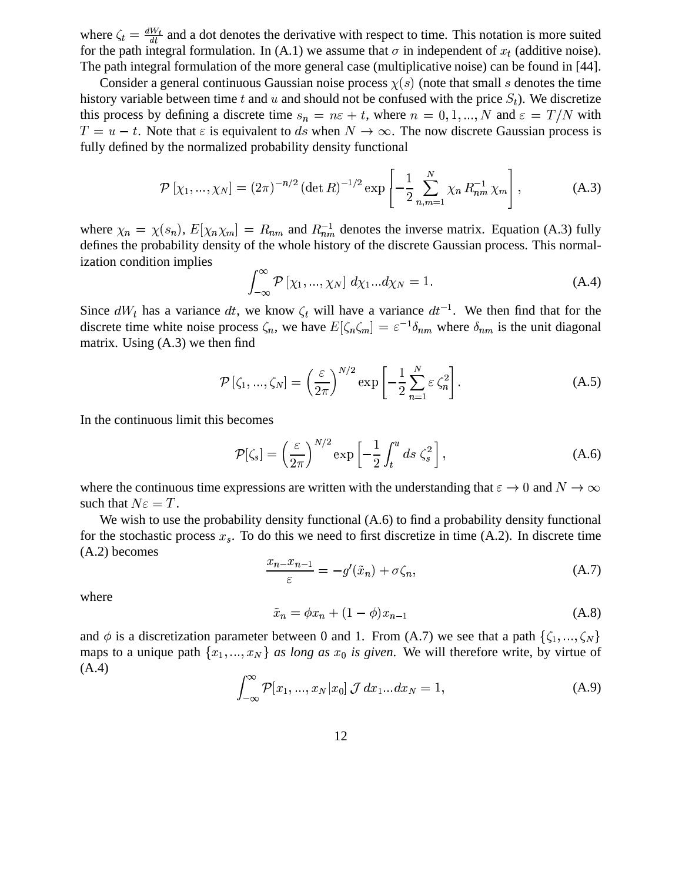where $\zeta_t = \frac{dW_t}{dt}$ and a dot denotes the derivative with respect to time. This notation is more suited for the path integral formulation. In (A.1) we assume that $\sigma$ in independent of $x_t$ (additive noise). The path integral formulation of the more general case (multiplicative noise) can be found in [44].

Consider a general continuous Gaussian noise process $\chi(s)$ (note that small $s$ denotes the time history variable between time $t$ and $u$ and should not be confused with the price $S_t$). We discretize this process by defining a discrete time $s_n = n\varepsilon + t$, where $n = 0, 1, ..., N$ and $\varepsilon = T/N$ with $T = u - t$. Note that $\varepsilon$ is equivalent to $ds$ when $N \to \infty$. The now discrete Gaussian process is fully defined by the normalized probability density functional

$$\mathcal{P}\left[\chi_1, ..., \chi_N\right] = (2\pi)^{-n/2} (\det R)^{-1/2} \exp\left[-\frac{1}{2}\sum_{n,m=1}^{N} \chi_n \, R_{nm}^{-1} \, \chi_m\right], \tag{A.3}$$

where $\chi_n = \chi(s_n)$, $E[\chi_n \chi_m] = R_{nm}$ and $R_{nm}^{-1}$ denotes the inverse matrix. Equation (A.3) fully defines the probability density of the whole history of the discrete Gaussian process. This normalization condition implies

$$\int_{-\infty}^{\infty} \mathcal{P}\left[\chi_1, ..., \chi_N\right] \, d\chi_1 ... d\chi_N = 1. \tag{A.4}$$

Since $dW_t$ has a variance $dt$, we know $\zeta_t$ will have a variance $dt^{-1}$. We then find that for the discrete time white noise process $\zeta_n$, we have $E[\zeta_n \zeta_m] = \varepsilon^{-1}\delta_{nm}$ where $\delta_{nm}$ is the unit diagonal matrix. Using (A.3) we then find

$$\mathcal{P}\left[\zeta_1, ..., \zeta_N\right] = \left(\frac{\varepsilon}{2\pi}\right)^{N/2} \exp\left[-\frac{1}{2}\sum_{n=1}^{N} \varepsilon \, \zeta_n^2\right]. \tag{A.5}$$

In the continuous limit this becomes

$$\mathcal{P}[\zeta_s] = \left(\frac{\varepsilon}{2\pi}\right)^{N/2} \exp\left[-\frac{1}{2}\int_t^u ds \; \zeta_s^2\right], \tag{A.6}$$

where the continuous time expressions are written with the understanding that $\varepsilon \to 0$ and $N \to \infty$ such that $N\varepsilon = T$.

We wish to use the probability density functional (A.6) to find a probability density functional for the stochastic process $x_s$. To do this we need to first discretize in time (A.2). In discrete time (A.2) becomes

$$\frac{x_n - x_{n-1}}{\varepsilon} = -g'(\tilde{x}_n) + \sigma\zeta_n, \tag{A.7}$$

where

$$\tilde{x}_n = \phi x_n + (1 - \phi) x_{n-1} \tag{A.8}$$

and $\phi$ is a discretization parameter between 0 and 1. From (A.7) we see that a path $\{\zeta_1, ..., \zeta_N\}$ maps to a unique path $\{x_1, ..., x_N\}$ *as long as $x_0$ is given*. We will therefore write, by virtue of (A.4)

$$\int_{-\infty}^{\infty} \mathcal{P}[x_1, ..., x_N | x_0] \, \mathcal{J} \, dx_1 ... dx_N = 1, \tag{A.9}$$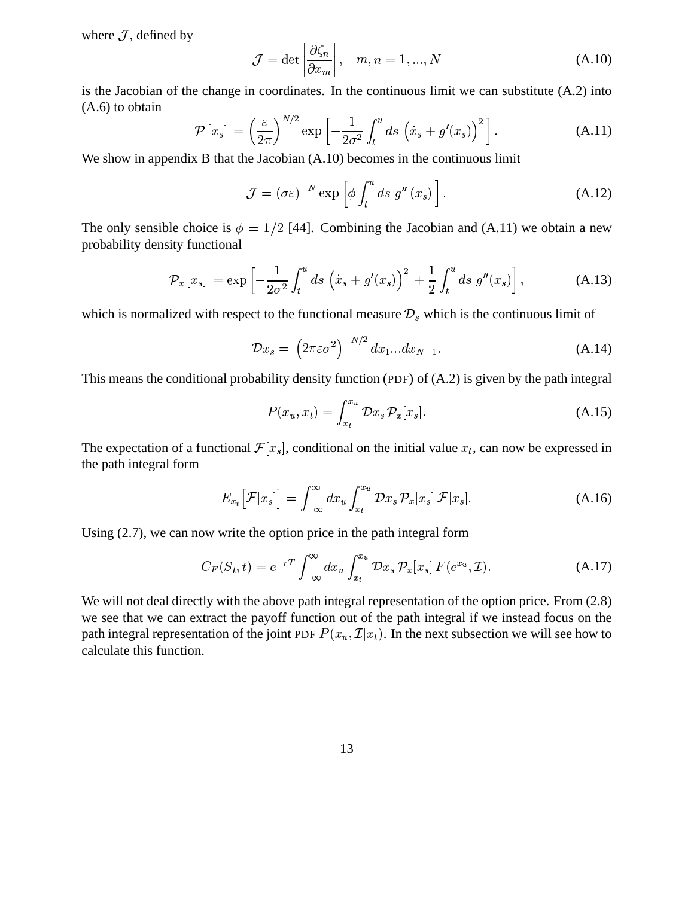where $\mathcal{J}$, defined by

$$\mathcal{J} = \det \left| \frac{\partial \zeta_n}{\partial x_m} \right|, \quad m, n = 1, ..., N \tag{A.10}$$

is the Jacobian of the change in coordinates. In the continuous limit we can substitute (A.2) into (A.6) to obtain

$$\mathcal{P}\left[x_s\right] = \left(\frac{\varepsilon}{2\pi}\right)^{N/2} \exp\left[-\frac{1}{2\sigma^2}\int_t^u ds\,\left(\dot{x}_s + g'(x_s)\right)^2\right]. \tag{A.11}$$

We show in appendix B that the Jacobian (A.10) becomes in the continuous limit

$$\mathcal{J} = (\sigma\varepsilon)^{-N} \exp\left[\phi \int_t^u ds\; g''\left(x_s\right)\right]. \tag{A.12}$$

The only sensible choice is $\phi = 1/2$ [44]. Combining the Jacobian and (A.11) we obtain a new probability density functional

$$\mathcal{P}_x\left[x_s\right] = \exp\left[-\frac{1}{2\sigma^2}\int_t^u ds\,\left(\dot{x}_s + g'(x_s)\right)^2 + \frac{1}{2}\int_t^u ds\; g''(x_s)\right], \tag{A.13}$$

which is normalized with respect to the functional measure $\mathcal{D}_s$ which is the continuous limit of

$$\mathcal{D}x_s = \left(2\pi\varepsilon\sigma^2\right)^{-N/2} dx_1 ... dx_{N-1}. \tag{A.14}$$

This means the conditional probability density function (PDF) of (A.2) is given by the path integral

$$P(x_u, x_t) = \int_{x_t}^{x_u} \mathcal{D}x_s\, \mathcal{P}_x[x_s]. \tag{A.15}$$

The expectation of a functional $\mathcal{F}[x_s]$, conditional on the initial value $x_t$, can now be expressed in the path integral form

$$E_{x_t}\Big[\mathcal{F}[x_s]\Big] = \int_{-\infty}^{\infty} dx_u \int_{x_t}^{x_u} \mathcal{D}x_s\, \mathcal{P}_x[x_s]\, \mathcal{F}[x_s]. \tag{A.16}$$

Using (2.7), we can now write the option price in the path integral form

$$C_F(S_t, t) = e^{-rT} \int_{-\infty}^{\infty} dx_u \int_{x_t}^{x_u} \mathcal{D}x_s\, \mathcal{P}_x[x_s]\, F(e^{x_u}, \mathcal{I}). \tag{A.17}$$

We will not deal directly with the above path integral representation of the option price. From (2.8) we see that we can extract the payoff function out of the path integral if we instead focus on the path integral representation of the joint PDF $P(x_u, \mathcal{I}|x_t)$. In the next subsection we will see how to calculate this function.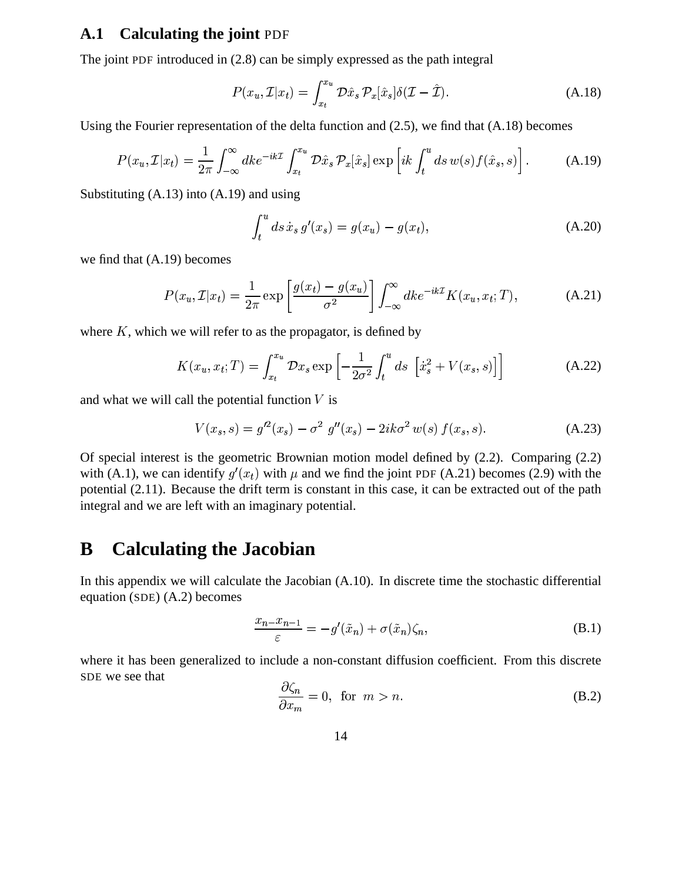### A.1 Calculating the joint PDF

The joint PDF introduced in (2.8) can be simply expressed as the path integral

$$P(x_u, \mathcal{I}|x_t) = \int_{x_t}^{x_u} \mathcal{D}\hat{x}_s \, \mathcal{P}_x[\hat{x}_s] \delta(\mathcal{I} - \hat{\mathcal{I}}). \tag{A.18}$$

Using the Fourier representation of the delta function and (2.5), we find that (A.18) becomes

$$P(x_u, \mathcal{I}|x_t) = \frac{1}{2\pi} \int_{-\infty}^{\infty} dk e^{-ik\mathcal{I}} \int_{x_t}^{x_u} \mathcal{D}\hat{x}_s \, \mathcal{P}_x[\hat{x}_s] \exp\left[ik \int_t^u ds \, w(s) f(\hat{x}_s, s)\right]. \tag{A.19}$$

Substituting (A.13) into (A.19) and using

$$\int_t^u ds \, \dot{x}_s \, g'(x_s) = g(x_u) - g(x_t), \tag{A.20}$$

we find that (A.19) becomes

$$P(x_u, \mathcal{I}|x_t) = \frac{1}{2\pi} \exp\left[\frac{g(x_t) - g(x_u)}{\sigma^2}\right] \int_{-\infty}^{\infty} dk e^{-ik\mathcal{I}} K(x_u, x_t; T), \tag{A.21}$$

where $K$, which we will refer to as the propagator, is defined by

$$K(x_u, x_t; T) = \int_{x_t}^{x_u} \mathcal{D}x_s \exp\left[-\frac{1}{2\sigma^2} \int_t^u ds \, \left[\dot{x}_s^2 + V(x_s, s)\right]\right] \tag{A.22}$$

and what we will call the potential function $V$ is

$$V(x_s, s) = g'^2(x_s) - \sigma^2 \, g''(x_s) - 2ik\sigma^2 \, w(s) \, f(x_s, s). \tag{A.23}$$

Of special interest is the geometric Brownian motion model defined by (2.2). Comparing (2.2) with (A.1), we can identify $g'(x_t)$ with $\mu$ and we find the joint PDF (A.21) becomes (2.9) with the potential (2.11). Because the drift term is constant in this case, it can be extracted out of the path integral and we are left with an imaginary potential.

## B Calculating the Jacobian

In this appendix we will calculate the Jacobian (A.10). In discrete time the stochastic differential equation (SDE) (A.2) becomes

$$\frac{x_n - x_{n-1}}{\varepsilon} = -g'(\tilde{x}_n) + \sigma(\tilde{x}_n)\zeta_n, \tag{B.1}$$

where it has been generalized to include a non-constant diffusion coefficient. From this discrete SDE we see that

$$\frac{\partial \zeta_n}{\partial x_m} = 0, \;\; \text{for} \;\; m > n. \tag{B.2}$$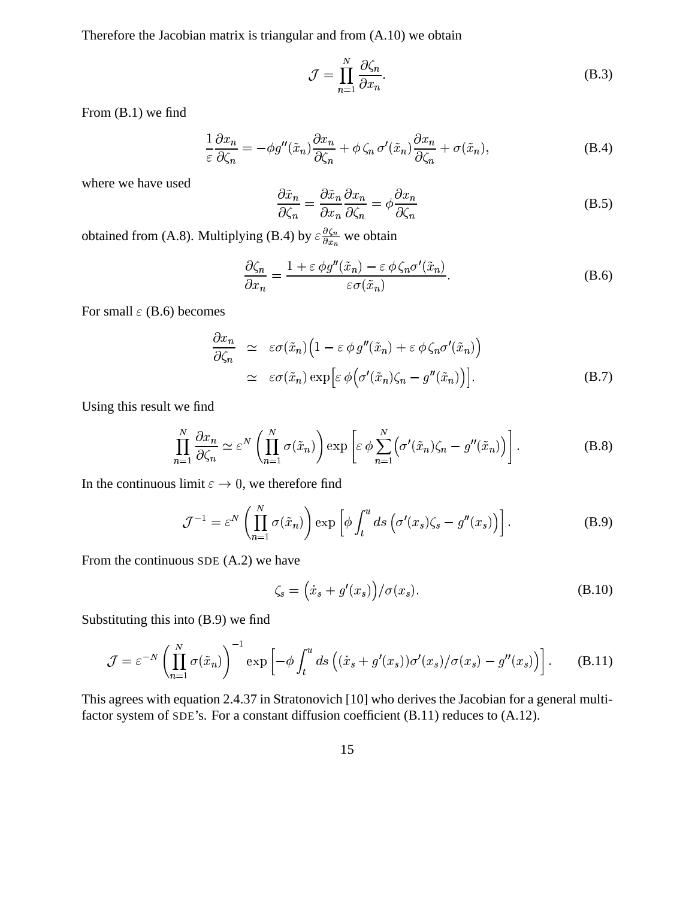Therefore the Jacobian matrix is triangular and from (A.10) we obtain

$$
\mathcal{J} = \prod_{n=1}^{N} \frac{\partial \zeta_n}{\partial x_n}. \tag{B.3}
$$

From (B.1) we find

$$
\frac{1}{\varepsilon}\frac{\partial x_n}{\partial \zeta_n} = -\phi g''(\tilde{x}_n)\frac{\partial x_n}{\partial \zeta_n} + \phi\, \zeta_n\, \sigma'(\tilde{x}_n)\frac{\partial x_n}{\partial \zeta_n} + \sigma(\tilde{x}_n), \tag{B.4}
$$

where we have used

$$
\frac{\partial \tilde{x}_n}{\partial \zeta_n} = \frac{\partial \tilde{x}_n}{\partial x_n}\frac{\partial x_n}{\partial \zeta_n} = \phi \frac{\partial x_n}{\partial \zeta_n} \tag{B.5}
$$

obtained from (A.8). Multiplying (B.4) by $\varepsilon \frac{\partial \zeta_n}{\partial x_n}$ we obtain

$$
\frac{\partial \zeta_n}{\partial x_n} = \frac{1 + \varepsilon\, \phi g''(\tilde{x}_n) - \varepsilon\, \phi\, \zeta_n \sigma'(\tilde{x}_n)}{\varepsilon \sigma(\tilde{x}_n)}. \tag{B.6}
$$

For small $\varepsilon$ (B.6) becomes

$$
\begin{aligned}
\frac{\partial x_n}{\partial \zeta_n} &\simeq \varepsilon \sigma(\tilde{x}_n)\big(1 - \varepsilon\, \phi\, g''(\tilde{x}_n) + \varepsilon\, \phi\, \zeta_n \sigma'(\tilde{x}_n)\big) \\
&\simeq \varepsilon \sigma(\tilde{x}_n) \exp\Big[\varepsilon\, \phi \Big(\sigma'(\tilde{x}_n)\zeta_n - g''(\tilde{x}_n)\Big)\Big].
\end{aligned} \tag{B.7}
$$

Using this result we find

$$
\prod_{n=1}^{N} \frac{\partial x_n}{\partial \zeta_n} \simeq \varepsilon^N \left(\prod_{n=1}^{N} \sigma(\tilde{x}_n)\right) \exp\left[\varepsilon\, \phi \sum_{n=1}^{N} \Big(\sigma'(\tilde{x}_n)\zeta_n - g''(\tilde{x}_n)\Big)\right]. \tag{B.8}
$$

In the continuous limit $\varepsilon \to 0$, we therefore find

$$
\mathcal{J}^{-1} = \varepsilon^N \left(\prod_{n=1}^{N} \sigma(\tilde{x}_n)\right) \exp\left[\phi \int_t^u ds\, \Big(\sigma'(x_s)\zeta_s - g''(x_s)\Big)\right]. \tag{B.9}
$$

From the continuous SDE (A.2) we have

$$
\zeta_s = \Big(\dot{x}_s + g'(x_s)\Big)/\sigma(x_s). \tag{B.10}
$$

Substituting this into (B.9) we find

$$
\mathcal{J} = \varepsilon^{-N} \left(\prod_{n=1}^{N} \sigma(\tilde{x}_n)\right)^{-1} \exp\left[-\phi \int_t^u ds\, \Big((\dot{x}_s + g'(x_s))\sigma'(x_s)/\sigma(x_s) - g''(x_s)\Big)\right]. \tag{B.11}
$$

This agrees with equation 2.4.37 in Stratonovich [10] who derives the Jacobian for a general multi-factor system of SDE's. For a constant diffusion coefficient (B.11) reduces to (A.12).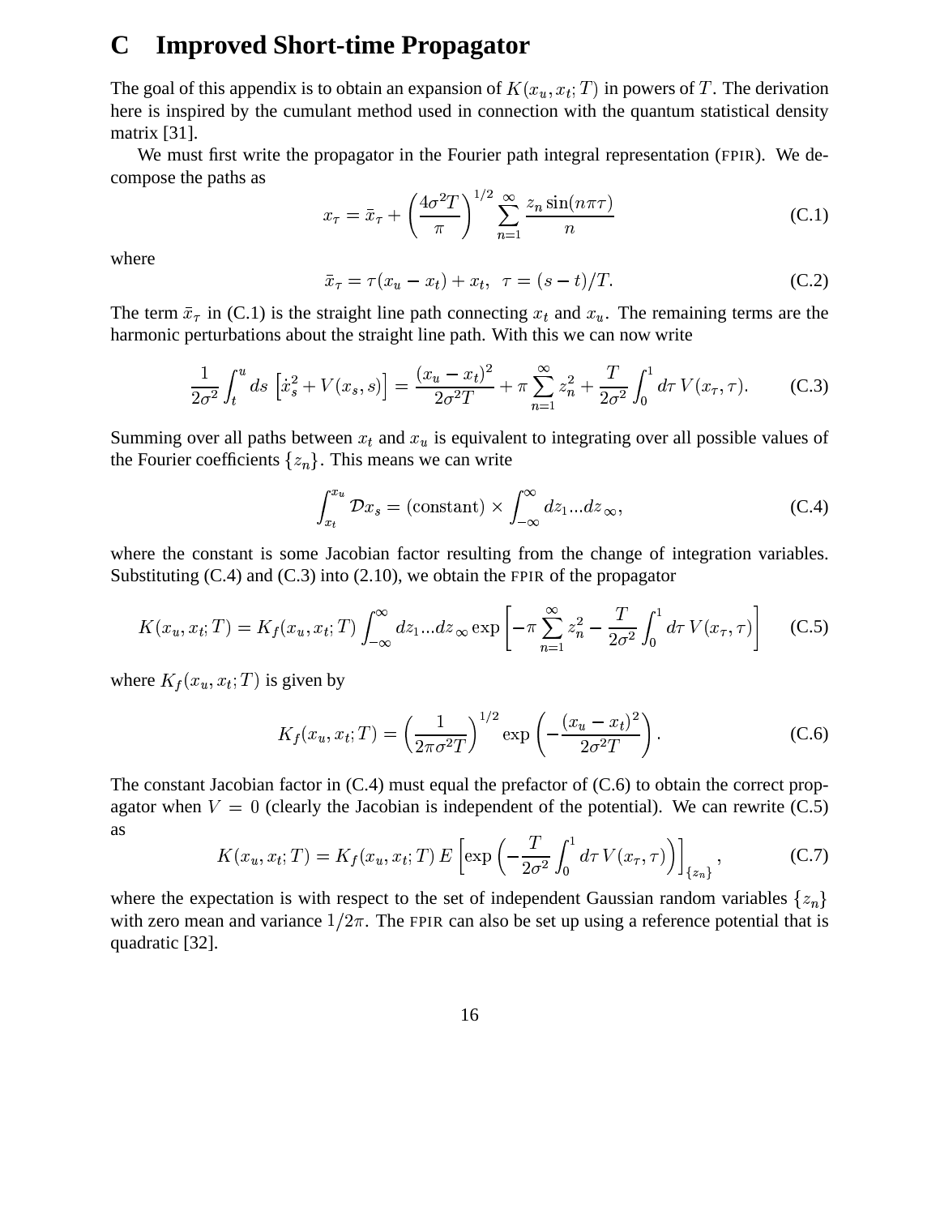# C Improved Short-time Propagator

The goal of this appendix is to obtain an expansion of $K(x_u, x_t; T)$ in powers of $T$. The derivation here is inspired by the cumulant method used in connection with the quantum statistical density matrix [31].

We must first write the propagator in the Fourier path integral representation (FPIR). We decompose the paths as

$$x_\tau = \bar{x}_\tau + \left(\frac{4\sigma^2 T}{\pi}\right)^{1/2} \sum_{n=1}^{\infty} \frac{z_n \sin(n\pi\tau)}{n} \tag{C.1}$$

where

$$\bar{x}_\tau = \tau(x_u - x_t) + x_t, \;\; \tau = (s-t)/T. \tag{C.2}$$

The term $\bar{x}_\tau$ in (C.1) is the straight line path connecting $x_t$ and $x_u$. The remaining terms are the harmonic perturbations about the straight line path. With this we can now write

$$\frac{1}{2\sigma^2}\int_t^u ds\, \left[\dot{x}_s^2 + V(x_s, s)\right] = \frac{(x_u - x_t)^2}{2\sigma^2 T} + \pi \sum_{n=1}^{\infty} z_n^2 + \frac{T}{2\sigma^2}\int_0^1 d\tau\, V(x_\tau, \tau). \tag{C.3}$$

Summing over all paths between $x_t$ and $x_u$ is equivalent to integrating over all possible values of the Fourier coefficients $\{z_n\}$. This means we can write

$$\int_{x_t}^{x_u} \mathcal{D}x_s = (\text{constant}) \times \int_{-\infty}^{\infty} dz_1 ... dz_\infty, \tag{C.4}$$

where the constant is some Jacobian factor resulting from the change of integration variables. Substituting (C.4) and (C.3) into (2.10), we obtain the FPIR of the propagator

$$K(x_u, x_t; T) = K_f(x_u, x_t; T)\int_{-\infty}^{\infty} dz_1 ... dz_\infty \exp\left[-\pi\sum_{n=1}^{\infty} z_n^2 - \frac{T}{2\sigma^2}\int_0^1 d\tau\, V(x_\tau, \tau)\right] \tag{C.5}$$

where $K_f(x_u, x_t; T)$ is given by

$$K_f(x_u, x_t; T) = \left(\frac{1}{2\pi\sigma^2 T}\right)^{1/2} \exp\left(-\frac{(x_u - x_t)^2}{2\sigma^2 T}\right). \tag{C.6}$$

The constant Jacobian factor in (C.4) must equal the prefactor of (C.6) to obtain the correct propagator when $V = 0$ (clearly the Jacobian is independent of the potential). We can rewrite (C.5) as

$$K(x_u, x_t; T) = K_f(x_u, x_t; T)\, E\left[\exp\left(-\frac{T}{2\sigma^2}\int_0^1 d\tau\, V(x_\tau, \tau)\right)\right]_{\{z_n\}}, \tag{C.7}$$

where the expectation is with respect to the set of independent Gaussian random variables $\{z_n\}$ with zero mean and variance $1/2\pi$. The FPIR can also be set up using a reference potential that is quadratic [32].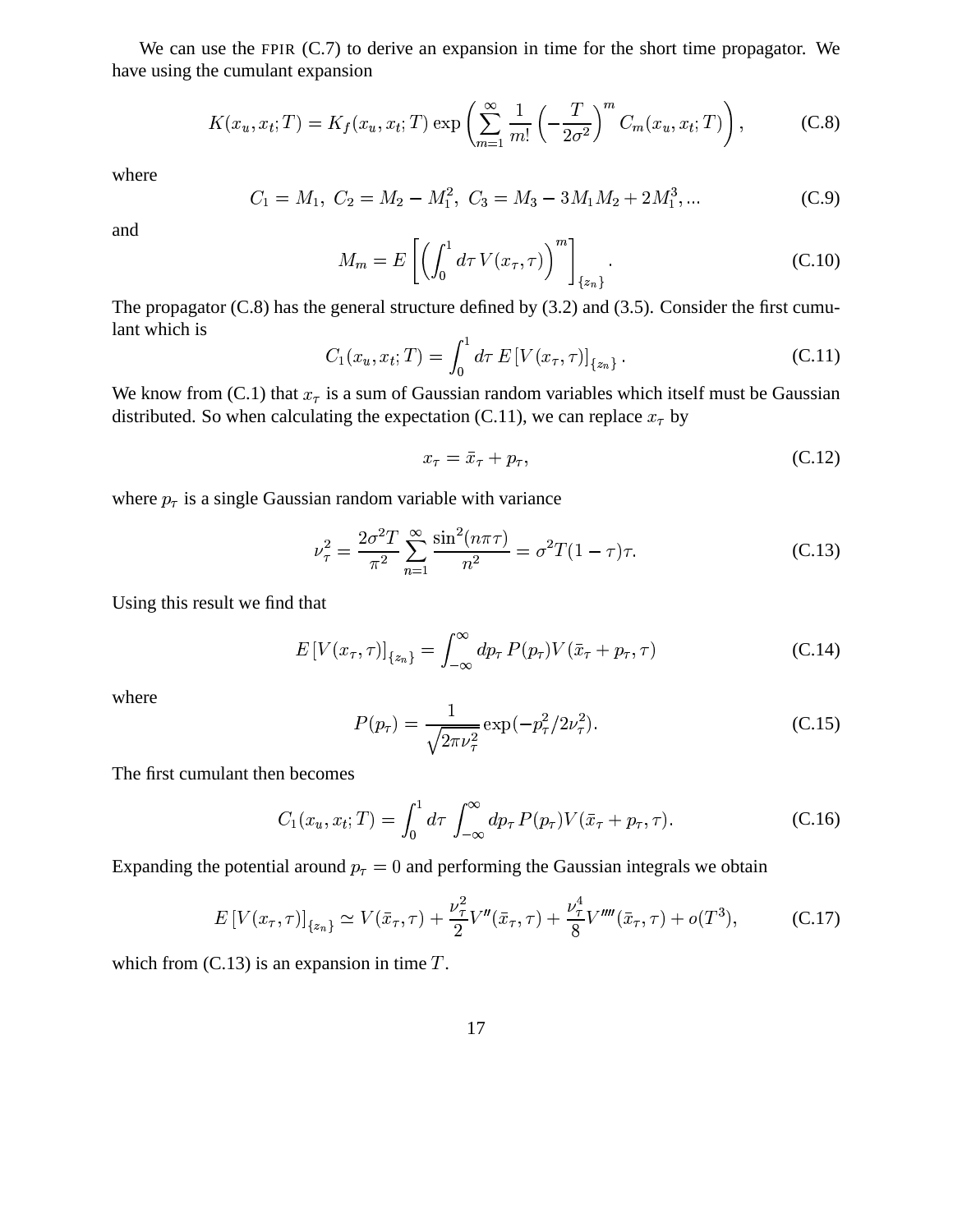We can use the FPIR (C.7) to derive an expansion in time for the short time propagator. We have using the cumulant expansion

$$K(x_u, x_t; T) = K_f(x_u, x_t; T) \exp\left( \sum_{m=1}^{\infty} \frac{1}{m!} \left( -\frac{T}{2\sigma^2} \right)^m C_m(x_u, x_t; T) \right), \tag{C.8}$$

where

$$C_1 = M_1, \; C_2 = M_2 - M_1^2, \; C_3 = M_3 - 3M_1 M_2 + 2M_1^3, ... \tag{C.9}$$

and

$$M_m = E\left[ \left( \int_0^1 d\tau \, V(x_\tau, \tau) \right)^m \right]_{\{z_n\}}. \tag{C.10}$$

The propagator (C.8) has the general structure defined by (3.2) and (3.5). Consider the first cumulant which is

$$C_1(x_u, x_t; T) = \int_0^1 d\tau \, E\left[V(x_\tau, \tau)\right]_{\{z_n\}}. \tag{C.11}$$

We know from (C.1) that $x_\tau$ is a sum of Gaussian random variables which itself must be Gaussian distributed. So when calculating the expectation (C.11), we can replace $x_\tau$ by

$$x_\tau = \bar{x}_\tau + p_\tau, \tag{C.12}$$

where $p_\tau$ is a single Gaussian random variable with variance

$$\nu_\tau^2 = \frac{2\sigma^2 T}{\pi^2} \sum_{n=1}^{\infty} \frac{\sin^2(n\pi\tau)}{n^2} = \sigma^2 T(1-\tau)\tau. \tag{C.13}$$

Using this result we find that

$$E\left[V(x_\tau, \tau)\right]_{\{z_n\}} = \int_{-\infty}^{\infty} dp_\tau \, P(p_\tau) V(\bar{x}_\tau + p_\tau, \tau) \tag{C.14}$$

where

$$P(p_\tau) = \frac{1}{\sqrt{2\pi\nu_\tau^2}} \exp(-p_\tau^2/2\nu_\tau^2). \tag{C.15}$$

The first cumulant then becomes

$$C_1(x_u, x_t; T) = \int_0^1 d\tau \int_{-\infty}^{\infty} dp_\tau \, P(p_\tau) V(\bar{x}_\tau + p_\tau, \tau). \tag{C.16}$$

Expanding the potential around $p_\tau = 0$ and performing the Gaussian integrals we obtain

$$E\left[V(x_\tau, \tau)\right]_{\{z_n\}} \simeq V(\bar{x}_\tau, \tau) + \frac{\nu_\tau^2}{2} V''(\bar{x}_\tau, \tau) + \frac{\nu_\tau^4}{8} V''''(\bar{x}_\tau, \tau) + o(T^3), \tag{C.17}$$

which from (C.13) is an expansion in time $T$.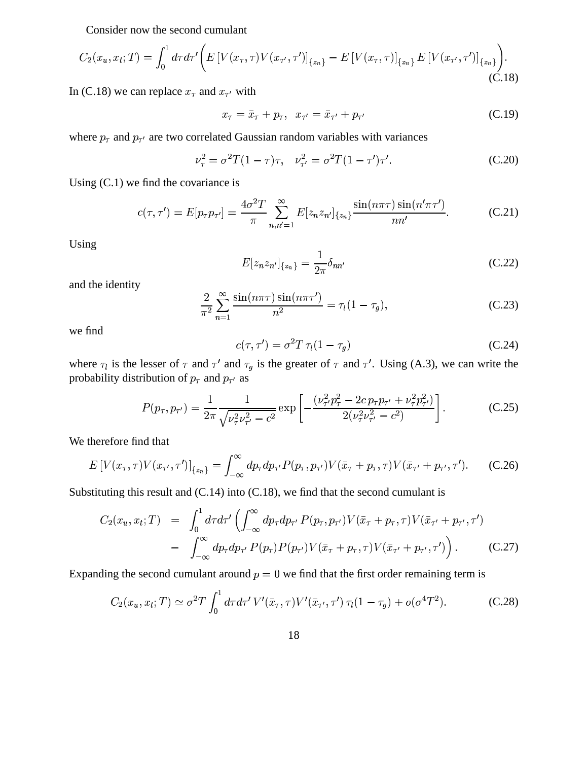Consider now the second cumulant

$$C_2(x_u, x_t; T) = \int_0^1 d\tau d\tau' \Big( E\left[V(x_\tau, \tau) V(x_{\tau'}, \tau')\right]_{\{z_n\}} - E\left[V(x_\tau, \tau)\right]_{\{z_n\}} E\left[V(x_{\tau'}, \tau')\right]_{\{z_n\}} \Big). \tag{C.18}$$

In (C.18) we can replace $x_\tau$ and $x_{\tau'}$ with

$$x_\tau = \bar{x}_\tau + p_\tau, \quad x_{\tau'} = \bar{x}_{\tau'} + p_{\tau'} \tag{C.19}$$

where $p_\tau$ and $p_{\tau'}$ are two correlated Gaussian random variables with variances

$$\nu_\tau^2 = \sigma^2 T (1 - \tau)\tau, \quad \nu_{\tau'}^2 = \sigma^2 T (1 - \tau')\tau'. \tag{C.20}$$

Using (C.1) we find the covariance is

$$c(\tau, \tau') = E[p_\tau p_{\tau'}] = \frac{4\sigma^2 T}{\pi} \sum_{n,n'=1}^{\infty} E[z_n z_{n'}]_{\{z_n\}} \frac{\sin(n\pi\tau)\sin(n'\pi\tau')}{nn'}. \tag{C.21}$$

Using

$$E[z_n z_{n'}]_{\{z_n\}} = \frac{1}{2\pi}\delta_{nn'} \tag{C.22}$$

and the identity

$$\frac{2}{\pi^2} \sum_{n=1}^{\infty} \frac{\sin(n\pi\tau)\sin(n\pi\tau')}{n^2} = \tau_l (1 - \tau_g), \tag{C.23}$$

we find

$$c(\tau, \tau') = \sigma^2 T \, \tau_l (1 - \tau_g) \tag{C.24}$$

where $\tau_l$ is the lesser of $\tau$ and $\tau'$ and $\tau_g$ is the greater of $\tau$ and $\tau'$. Using (A.3), we can write the probability distribution of $p_\tau$ and $p_{\tau'}$ as

$$P(p_\tau, p_{\tau'}) = \frac{1}{2\pi} \frac{1}{\sqrt{\nu_\tau^2 \nu_{\tau'}^2 - c^2}} \exp\left[ -\frac{(\nu_{\tau'}^2 p_\tau^2 - 2c \, p_\tau p_{\tau'} + \nu_\tau^2 p_{\tau'}^2)}{2(\nu_\tau^2 \nu_{\tau'}^2 - c^2)} \right]. \tag{C.25}$$

We therefore find that

$$E\left[V(x_\tau, \tau) V(x_{\tau'}, \tau')\right]_{\{z_n\}} = \int_{-\infty}^{\infty} dp_\tau dp_{\tau'} P(p_\tau, p_{\tau'}) V(\bar{x}_\tau + p_\tau, \tau) V(\bar{x}_{\tau'} + p_{\tau'}, \tau'). \tag{C.26}$$

Substituting this result and (C.14) into (C.18), we find that the second cumulant is

$$\begin{aligned} C_2(x_u, x_t; T) \;=\; & \int_0^1 d\tau d\tau' \left( \int_{-\infty}^{\infty} dp_\tau dp_{\tau'} \, P(p_\tau, p_{\tau'}) V(\bar{x}_\tau + p_\tau, \tau) V(\bar{x}_{\tau'} + p_{\tau'}, \tau') \right. \\ - & \left. \int_{-\infty}^{\infty} dp_\tau dp_{\tau'} \, P(p_\tau) P(p_{\tau'}) V(\bar{x}_\tau + p_\tau, \tau) V(\bar{x}_{\tau'} + p_{\tau'}, \tau') \right). \end{aligned} \tag{C.27}$$

Expanding the second cumulant around $p = 0$ we find that the first order remaining term is

$$C_2(x_u, x_t; T) \simeq \sigma^2 T \int_0^1 d\tau d\tau' \, V'(\bar{x}_\tau, \tau) V'(\bar{x}_{\tau'}, \tau') \, \tau_l (1 - \tau_g) + o(\sigma^4 T^2). \tag{C.28}$$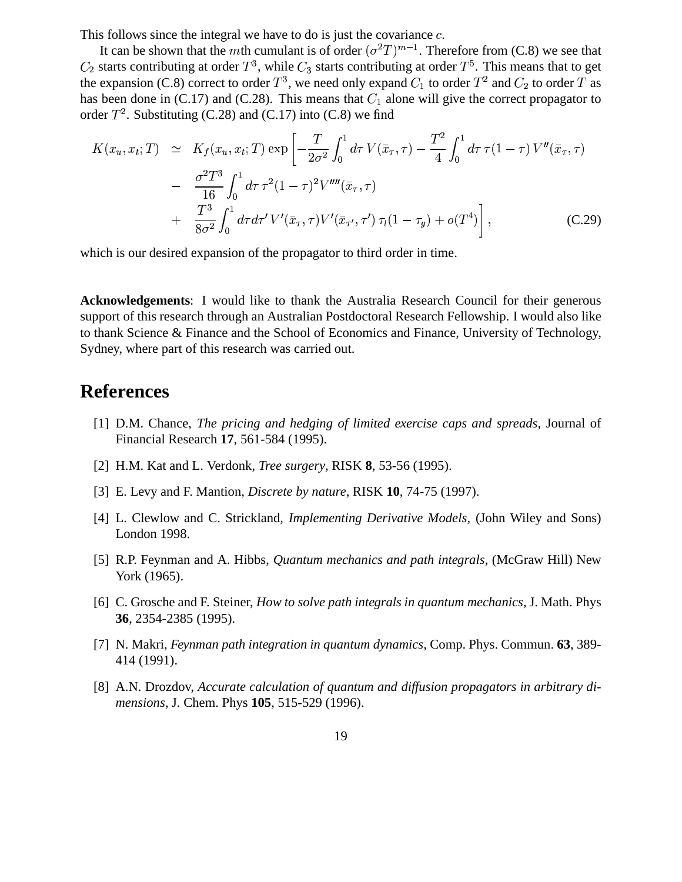This follows since the integral we have to do is just the covariance $c$.

It can be shown that the $m$th cumulant is of order $(\sigma^2 T)^{m-1}$. Therefore from (C.8) we see that $C_2$ starts contributing at order $T^3$, while $C_3$ starts contributing at order $T^5$. This means that to get the expansion (C.8) correct to order $T^3$, we need only expand $C_1$ to order $T^2$ and $C_2$ to order $T$ as has been done in (C.17) and (C.28). This means that $C_1$ alone will give the correct propagator to order $T^2$. Substituting (C.28) and (C.17) into (C.8) we find

$$
\begin{aligned}
K(x_u, x_t; T) \;\simeq\; & K_f(x_u, x_t; T) \exp\left[ -\frac{T}{2\sigma^2} \int_0^1 d\tau\, V(\bar{x}_\tau, \tau) - \frac{T^2}{4} \int_0^1 d\tau\, \tau(1-\tau)\, V''(\bar{x}_\tau, \tau) \right. \\
& - \frac{\sigma^2 T^3}{16} \int_0^1 d\tau\, \tau^2 (1-\tau)^2 V''''(\bar{x}_\tau, \tau) \\
& \left. + \frac{T^3}{8\sigma^2} \int_0^1 d\tau d\tau'\, V'(\bar{x}_\tau, \tau) V'(\bar{x}_{\tau'}, \tau')\, \tau_l (1-\tau_g) + o(T^4) \right], \qquad \text{(C.29)}
\end{aligned}
$$

which is our desired expansion of the propagator to third order in time.

**Acknowledgements**: I would like to thank the Australia Research Council for their generous support of this research through an Australian Postdoctoral Research Fellowship. I would also like to thank Science & Finance and the School of Economics and Finance, University of Technology, Sydney, where part of this research was carried out.

# References

[1] D.M. Chance, *The pricing and hedging of limited exercise caps and spreads*, Journal of Financial Research **17**, 561-584 (1995).

[2] H.M. Kat and L. Verdonk, *Tree surgery*, RISK **8**, 53-56 (1995).

[3] E. Levy and F. Mantion, *Discrete by nature*, RISK **10**, 74-75 (1997).

[4] L. Clewlow and C. Strickland, *Implementing Derivative Models*, (John Wiley and Sons) London 1998.

[5] R.P. Feynman and A. Hibbs, *Quantum mechanics and path integrals*, (McGraw Hill) New York (1965).

[6] C. Grosche and F. Steiner, *How to solve path integrals in quantum mechanics*, J. Math. Phys **36**, 2354-2385 (1995).

[7] N. Makri, *Feynman path integration in quantum dynamics*, Comp. Phys. Commun. **63**, 389-414 (1991).

[8] A.N. Drozdov, *Accurate calculation of quantum and diffusion propagators in arbitrary dimensions*, J. Chem. Phys **105**, 515-529 (1996).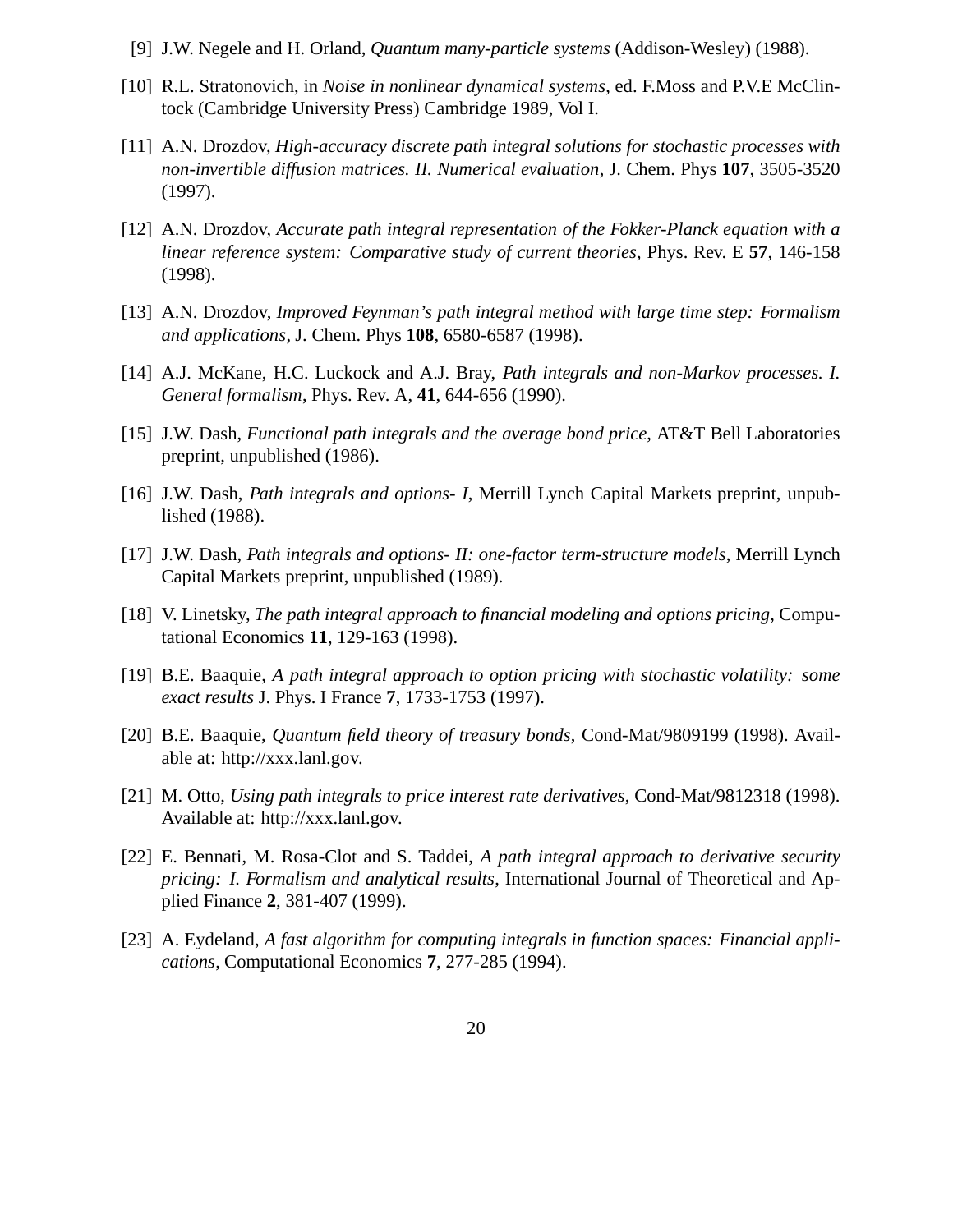[9] J.W. Negele and H. Orland, *Quantum many-particle systems* (Addison-Wesley) (1988).

[10] R.L. Stratonovich, in *Noise in nonlinear dynamical systems*, ed. F.Moss and P.V.E McClintock (Cambridge University Press) Cambridge 1989, Vol I.

[11] A.N. Drozdov, *High-accuracy discrete path integral solutions for stochastic processes with non-invertible diffusion matrices. II. Numerical evaluation*, J. Chem. Phys **107**, 3505-3520 (1997).

[12] A.N. Drozdov, *Accurate path integral representation of the Fokker-Planck equation with a linear reference system: Comparative study of current theories*, Phys. Rev. E **57**, 146-158 (1998).

[13] A.N. Drozdov, *Improved Feynman's path integral method with large time step: Formalism and applications*, J. Chem. Phys **108**, 6580-6587 (1998).

[14] A.J. McKane, H.C. Luckock and A.J. Bray, *Path integrals and non-Markov processes. I. General formalism*, Phys. Rev. A, **41**, 644-656 (1990).

[15] J.W. Dash, *Functional path integrals and the average bond price*, AT&T Bell Laboratories preprint, unpublished (1986).

[16] J.W. Dash, *Path integrals and options- I*, Merrill Lynch Capital Markets preprint, unpublished (1988).

[17] J.W. Dash, *Path integrals and options- II: one-factor term-structure models*, Merrill Lynch Capital Markets preprint, unpublished (1989).

[18] V. Linetsky, *The path integral approach to financial modeling and options pricing*, Computational Economics **11**, 129-163 (1998).

[19] B.E. Baaquie, *A path integral approach to option pricing with stochastic volatility: some exact results* J. Phys. I France **7**, 1733-1753 (1997).

[20] B.E. Baaquie, *Quantum field theory of treasury bonds*, Cond-Mat/9809199 (1998). Available at: http://xxx.lanl.gov.

[21] M. Otto, *Using path integrals to price interest rate derivatives*, Cond-Mat/9812318 (1998). Available at: http://xxx.lanl.gov.

[22] E. Bennati, M. Rosa-Clot and S. Taddei, *A path integral approach to derivative security pricing: I. Formalism and analytical results*, International Journal of Theoretical and Applied Finance **2**, 381-407 (1999).

[23] A. Eydeland, *A fast algorithm for computing integrals in function spaces: Financial applications*, Computational Economics **7**, 277-285 (1994).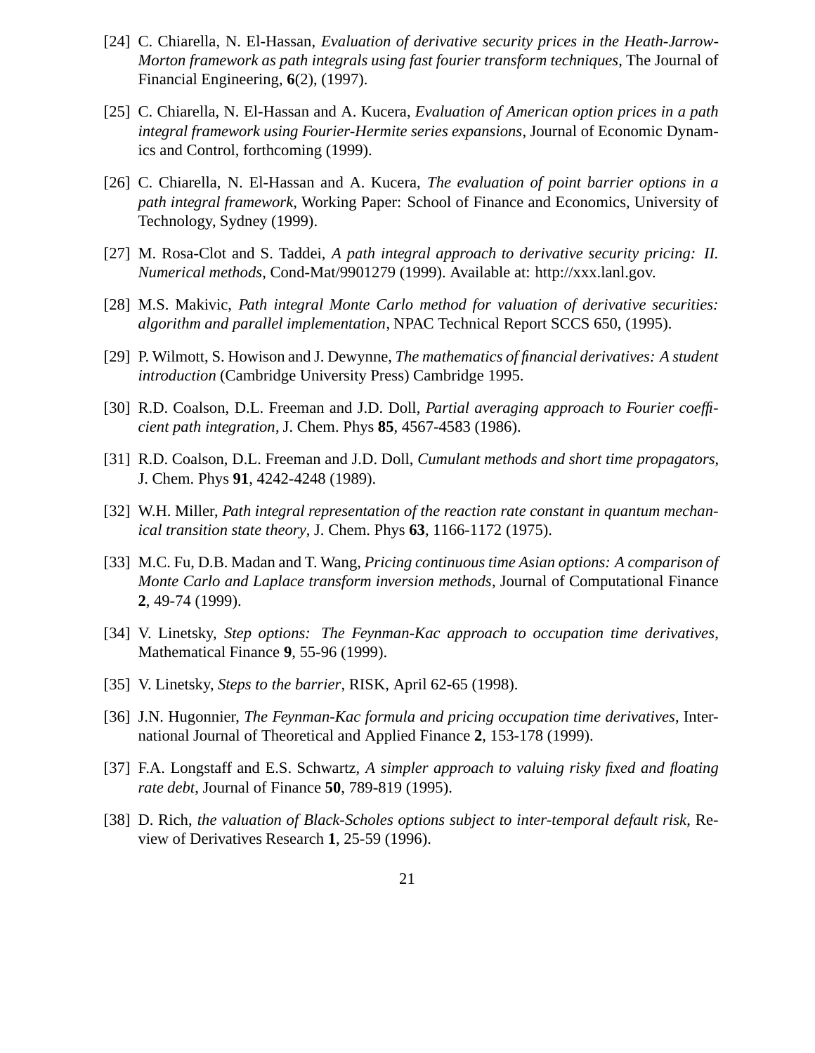[24] C. Chiarella, N. El-Hassan, *Evaluation of derivative security prices in the Heath-Jarrow-Morton framework as path integrals using fast fourier transform techniques*, The Journal of Financial Engineering, **6**(2), (1997).

[25] C. Chiarella, N. El-Hassan and A. Kucera, *Evaluation of American option prices in a path integral framework using Fourier-Hermite series expansions*, Journal of Economic Dynamics and Control, forthcoming (1999).

[26] C. Chiarella, N. El-Hassan and A. Kucera, *The evaluation of point barrier options in a path integral framework*, Working Paper: School of Finance and Economics, University of Technology, Sydney (1999).

[27] M. Rosa-Clot and S. Taddei, *A path integral approach to derivative security pricing: II. Numerical methods*, Cond-Mat/9901279 (1999). Available at: http://xxx.lanl.gov.

[28] M.S. Makivic, *Path integral Monte Carlo method for valuation of derivative securities: algorithm and parallel implementation*, NPAC Technical Report SCCS 650, (1995).

[29] P. Wilmott, S. Howison and J. Dewynne, *The mathematics of financial derivatives: A student introduction* (Cambridge University Press) Cambridge 1995.

[30] R.D. Coalson, D.L. Freeman and J.D. Doll, *Partial averaging approach to Fourier coefficient path integration*, J. Chem. Phys **85**, 4567-4583 (1986).

[31] R.D. Coalson, D.L. Freeman and J.D. Doll, *Cumulant methods and short time propagators*, J. Chem. Phys **91**, 4242-4248 (1989).

[32] W.H. Miller, *Path integral representation of the reaction rate constant in quantum mechanical transition state theory*, J. Chem. Phys **63**, 1166-1172 (1975).

[33] M.C. Fu, D.B. Madan and T. Wang, *Pricing continuous time Asian options: A comparison of Monte Carlo and Laplace transform inversion methods*, Journal of Computational Finance **2**, 49-74 (1999).

[34] V. Linetsky, *Step options: The Feynman-Kac approach to occupation time derivatives*, Mathematical Finance **9**, 55-96 (1999).

[35] V. Linetsky, *Steps to the barrier*, RISK, April 62-65 (1998).

[36] J.N. Hugonnier, *The Feynman-Kac formula and pricing occupation time derivatives*, International Journal of Theoretical and Applied Finance **2**, 153-178 (1999).

[37] F.A. Longstaff and E.S. Schwartz, *A simpler approach to valuing risky fixed and floating rate debt*, Journal of Finance **50**, 789-819 (1995).

[38] D. Rich, *the valuation of Black-Scholes options subject to inter-temporal default risk*, Review of Derivatives Research **1**, 25-59 (1996).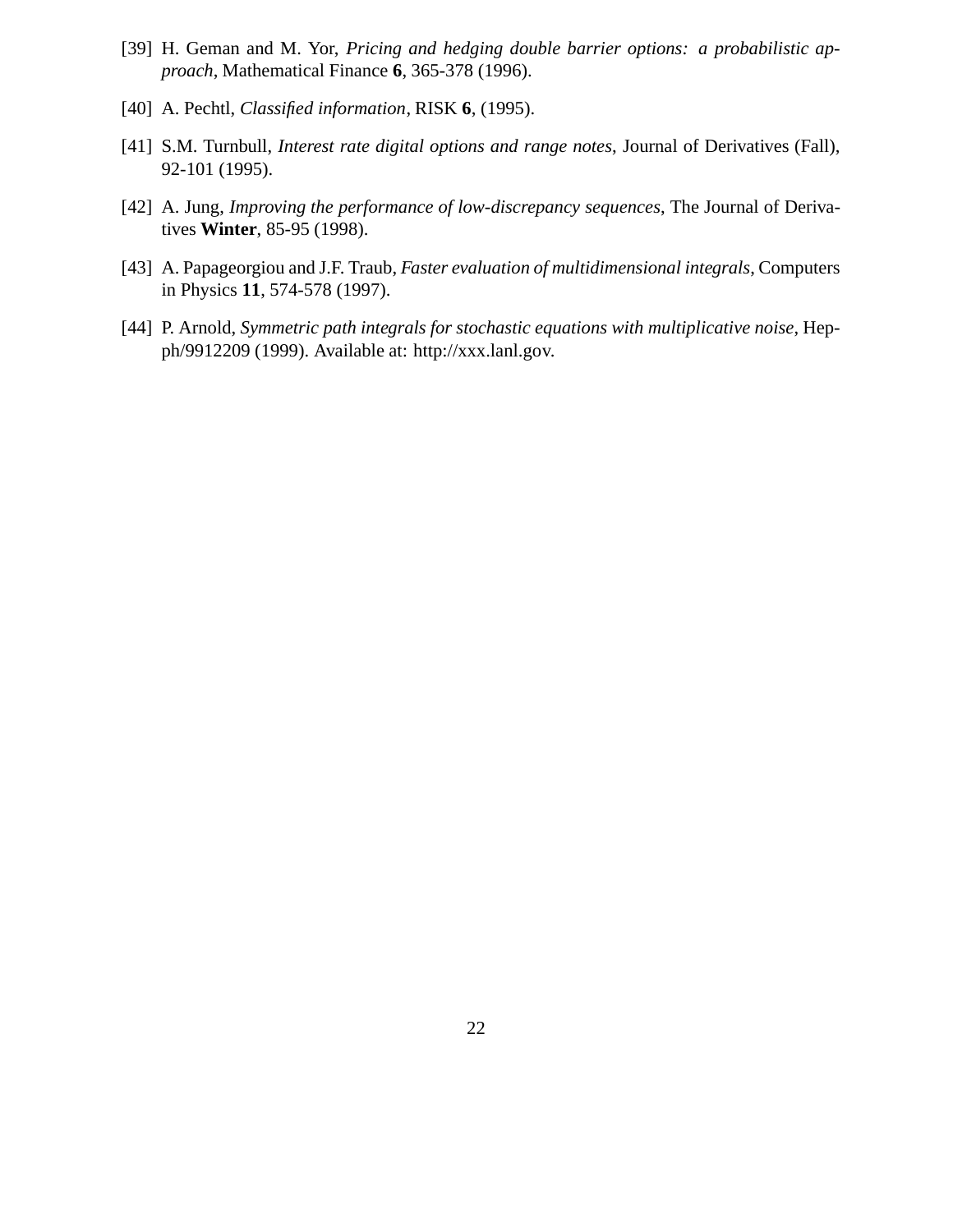[39] H. Geman and M. Yor, *Pricing and hedging double barrier options: a probabilistic approach*, Mathematical Finance **6**, 365-378 (1996).

[40] A. Pechtl, *Classified information*, RISK **6**, (1995).

[41] S.M. Turnbull, *Interest rate digital options and range notes*, Journal of Derivatives (Fall), 92-101 (1995).

[42] A. Jung, *Improving the performance of low-discrepancy sequences*, The Journal of Derivatives **Winter**, 85-95 (1998).

[43] A. Papageorgiou and J.F. Traub, *Faster evaluation of multidimensional integrals*, Computers in Physics **11**, 574-578 (1997).

[44] P. Arnold, *Symmetric path integrals for stochastic equations with multiplicative noise*, Hep-ph/9912209 (1999). Available at: http://xxx.lanl.gov.